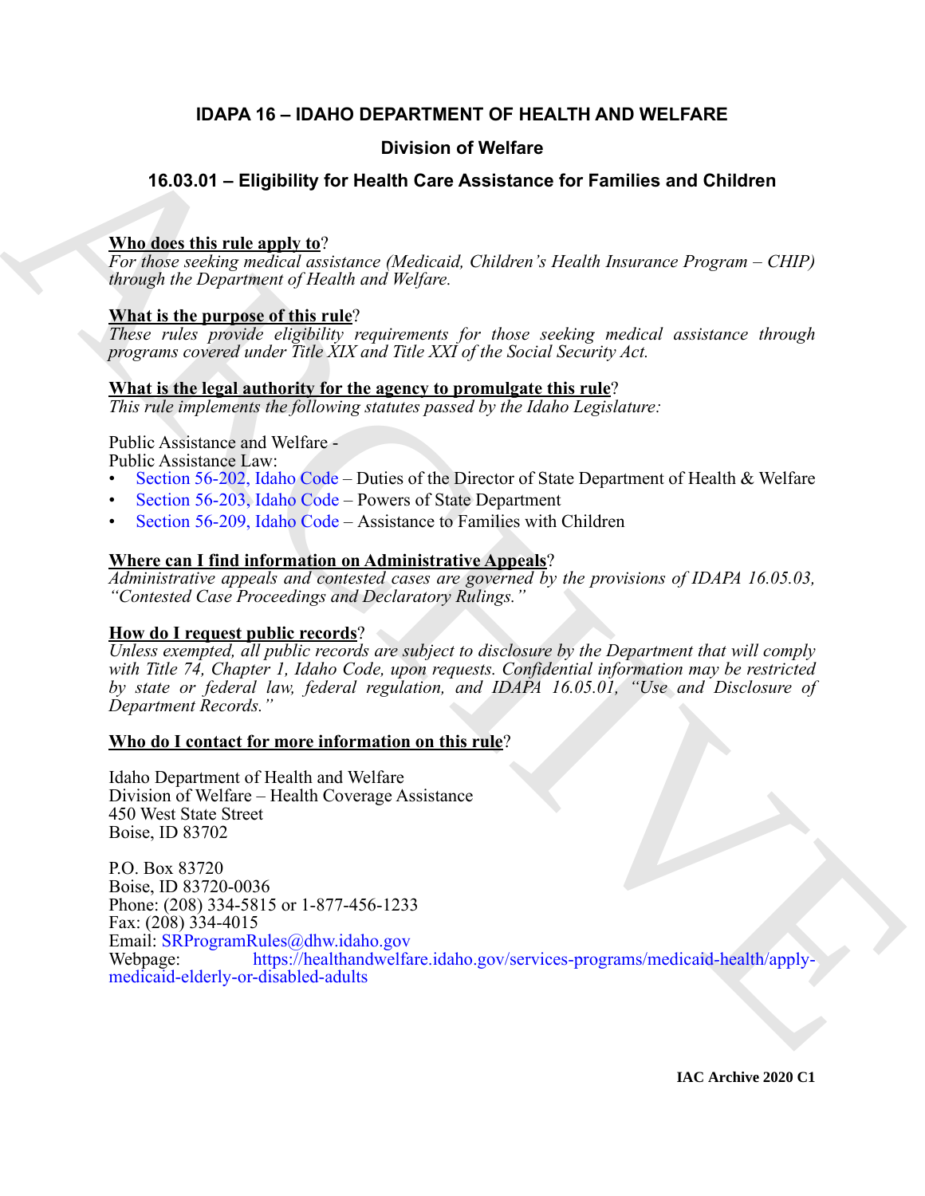# IDAPA 16 – IDAHO DEPARTMENT OF HEALTH AND WELFARE

## Division of Welfare

## 16.03.01 – Eligibility for Health Care Assistance for Families and Children

**Who does this rule apply to**?

*For those seeking medical assistance (Medicaid, Children's Health Insurance Program – CHIP) through the Department of Health and Welfare.*

**What is the purpose of this rule**?

*These rules provide eligibility requirements for those seeking medical assistance through programs covered under Title XIX and Title XXI of the Social Security Act.*

**What is the legal authority for the agency to promulgate this rule**?

*This rule implements the following statutes passed by the Idaho Legislature:*

Public Assistance and Welfare -
Public Assistance Law:

- Section 56-202, Idaho Code – Duties of the Director of State Department of Health & Welfare
- Section 56-203, Idaho Code – Powers of State Department
- Section 56-209, Idaho Code – Assistance to Families with Children

**Where can I find information on Administrative Appeals**?

*Administrative appeals and contested cases are governed by the provisions of IDAPA 16.05.03, "Contested Case Proceedings and Declaratory Rulings."*

**How do I request public records**?

*Unless exempted, all public records are subject to disclosure by the Department that will comply with Title 74, Chapter 1, Idaho Code, upon requests. Confidential information may be restricted by state or federal law, federal regulation, and IDAPA 16.05.01, "Use and Disclosure of Department Records."*

**Who do I contact for more information on this rule**?

Idaho Department of Health and Welfare
Division of Welfare – Health Coverage Assistance
450 West State Street
Boise, ID 83702

P.O. Box 83720
Boise, ID 83720-0036
Phone: (208) 334-5815 or 1-877-456-1233
Fax: (208) 334-4015
Email: SRProgramRules@dhw.idaho.gov
Webpage: https://healthandwelfare.idaho.gov/services-programs/medicaid-health/apply-medicaid-elderly-or-disabled-adults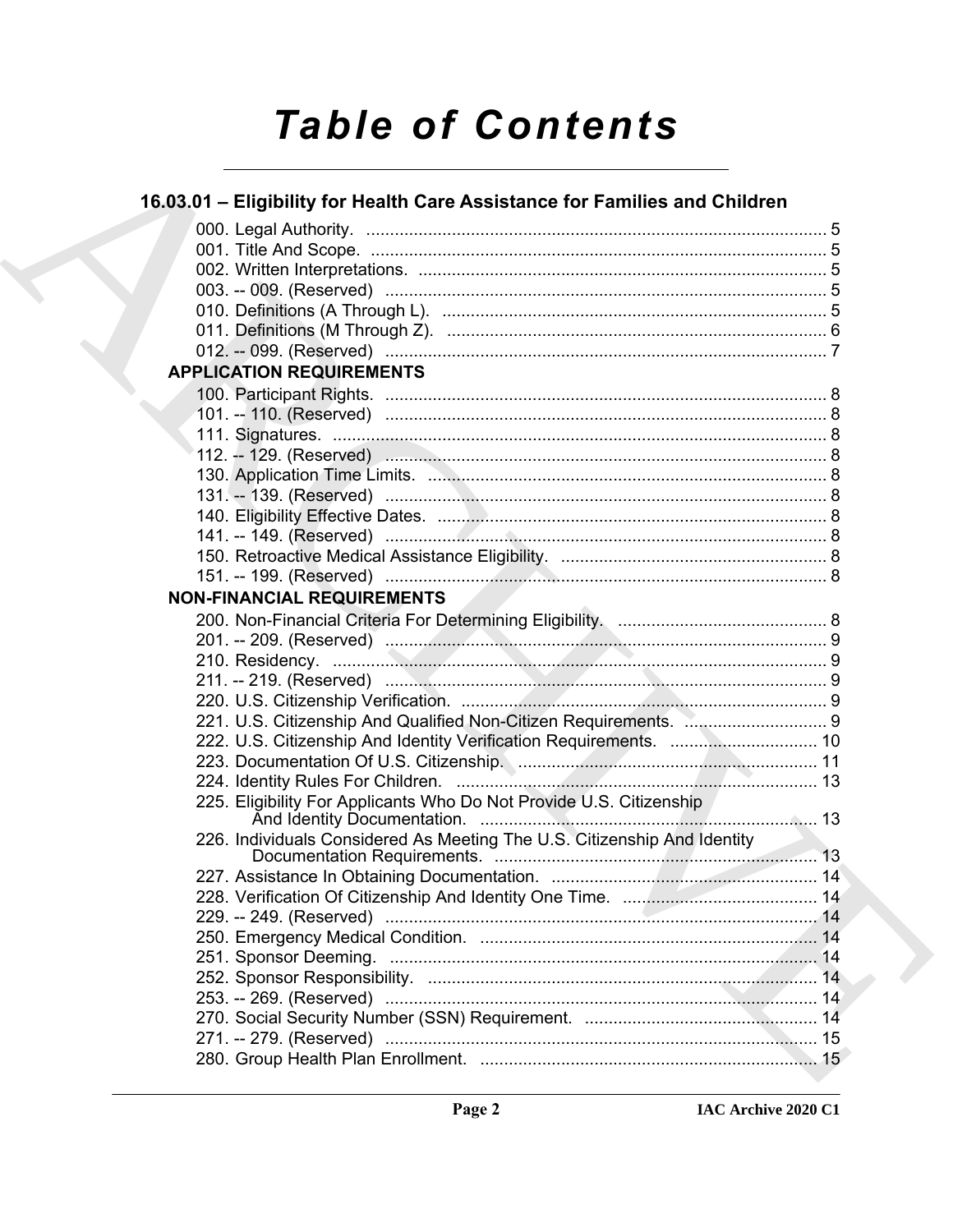# Table of Contents

## 16.03.01 – Eligibility for Health Care Assistance for Families and Children

000. Legal Authority. ........................................................................................ 5
001. Title And Scope. ......................................................................................... 5
002. Written Interpretations. .............................................................................. 5
003. -- 009. (Reserved) ...................................................................................... 5
010. Definitions (A Through L). ......................................................................... 5
011. Definitions (M Through Z). ........................................................................ 6
012. -- 099. (Reserved) ...................................................................................... 7

### APPLICATION REQUIREMENTS

100. Participant Rights. ...................................................................................... 8
101. -- 110. (Reserved) ...................................................................................... 8
111. Signatures. ................................................................................................. 8
112. -- 129. (Reserved) ...................................................................................... 8
130. Application Time Limits. ............................................................................. 8
131. -- 139. (Reserved) ...................................................................................... 8
140. Eligibility Effective Dates. ........................................................................... 8
141. -- 149. (Reserved) ...................................................................................... 8
150. Retroactive Medical Assistance Eligibility. ................................................. 8
151. -- 199. (Reserved) ...................................................................................... 8

### NON-FINANCIAL REQUIREMENTS

200. Non-Financial Criteria For Determining Eligibility. ..................................... 8
201. -- 209. (Reserved) ...................................................................................... 9
210. Residency. .................................................................................................. 9
211. -- 219. (Reserved) ...................................................................................... 9
220. U.S. Citizenship Verification. ...................................................................... 9
221. U.S. Citizenship And Qualified Non-Citizen Requirements. ....................... 9
222. U.S. Citizenship And Identity Verification Requirements. ......................... 10
223. Documentation Of U.S. Citizenship. ......................................................... 11
224. Identity Rules For Children. ..................................................................... 13
225. Eligibility For Applicants Who Do Not Provide U.S. Citizenship And Identity Documentation. ..................................................................... 13
226. Individuals Considered As Meeting The U.S. Citizenship And Identity Documentation Requirements. ................................................................... 13
227. Assistance In Obtaining Documentation. .................................................. 14
228. Verification Of Citizenship And Identity One Time. ................................... 14
229. -- 249. (Reserved) .................................................................................... 14
250. Emergency Medical Condition. ................................................................. 14
251. Sponsor Deeming. .................................................................................... 14
252. Sponsor Responsibility. ............................................................................ 14
253. -- 269. (Reserved) .................................................................................... 14
270. Social Security Number (SSN) Requirement. ........................................... 14
271. -- 279. (Reserved) .................................................................................... 15
280. Group Health Plan Enrollment. ................................................................. 15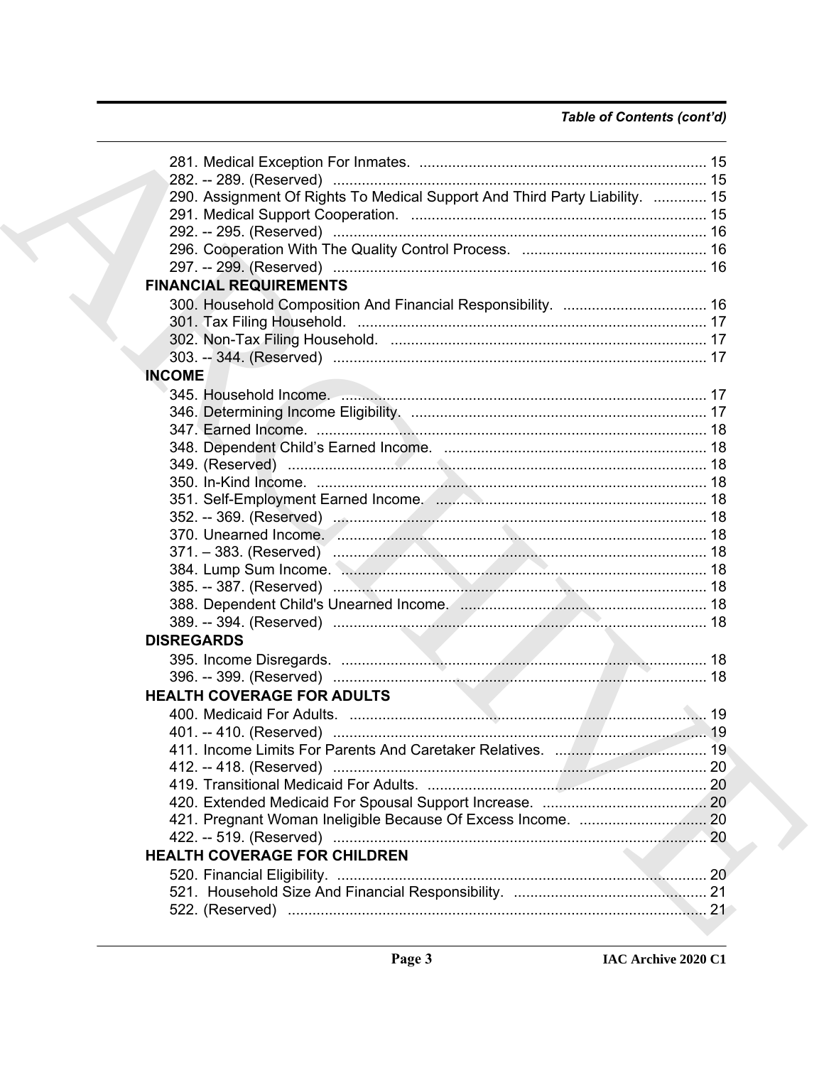*Table of Contents (cont'd)*

281. Medical Exception For Inmates. ... 15
282. -- 289. (Reserved) ... 15
290. Assignment Of Rights To Medical Support And Third Party Liability. ... 15
291. Medical Support Cooperation. ... 15
292. -- 295. (Reserved) ... 16
296. Cooperation With The Quality Control Process. ... 16
297. -- 299. (Reserved) ... 16

**FINANCIAL REQUIREMENTS**

300. Household Composition And Financial Responsibility. ... 16
301. Tax Filing Household. ... 17
302. Non-Tax Filing Household. ... 17
303. -- 344. (Reserved) ... 17

**INCOME**

345. Household Income. ... 17
346. Determining Income Eligibility. ... 17
347. Earned Income. ... 18
348. Dependent Child's Earned Income. ... 18
349. (Reserved) ... 18
350. In-Kind Income. ... 18
351. Self-Employment Earned Income. ... 18
352. -- 369. (Reserved) ... 18
370. Unearned Income. ... 18
371. – 383. (Reserved) ... 18
384. Lump Sum Income. ... 18
385. -- 387. (Reserved) ... 18
388. Dependent Child's Unearned Income. ... 18
389. -- 394. (Reserved) ... 18

**DISREGARDS**

395. Income Disregards. ... 18
396. -- 399. (Reserved) ... 18

**HEALTH COVERAGE FOR ADULTS**

400. Medicaid For Adults. ... 19
401. -- 410. (Reserved) ... 19
411. Income Limits For Parents And Caretaker Relatives. ... 19
412. -- 418. (Reserved) ... 20
419. Transitional Medicaid For Adults. ... 20
420. Extended Medicaid For Spousal Support Increase. ... 20
421. Pregnant Woman Ineligible Because Of Excess Income. ... 20
422. -- 519. (Reserved) ... 20

**HEALTH COVERAGE FOR CHILDREN**

520. Financial Eligibility. ... 20
521. Household Size And Financial Responsibility. ... 21
522. (Reserved) ... 21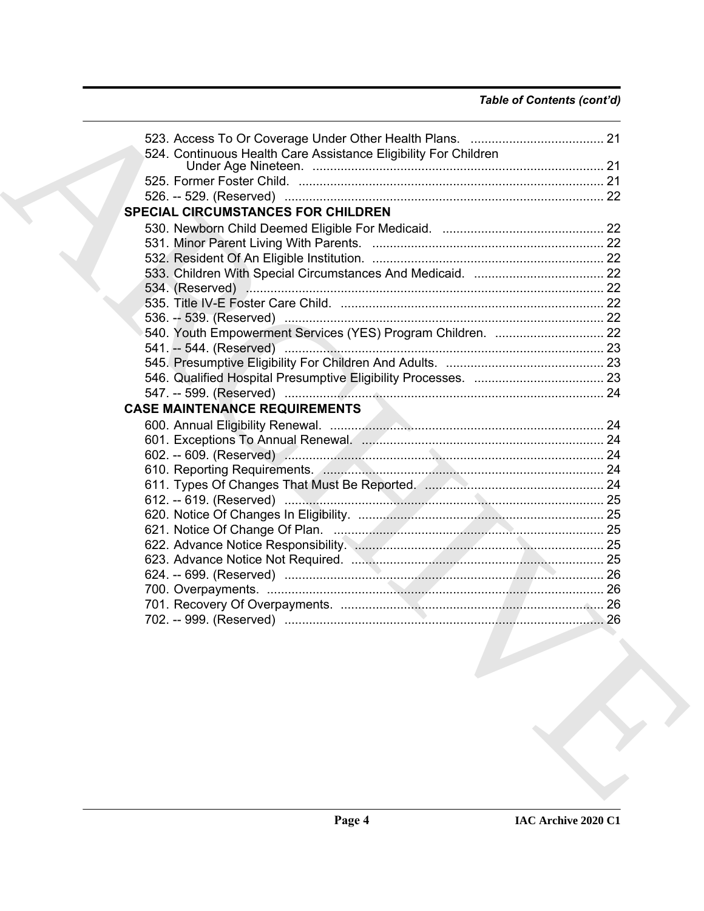## Table of Contents (cont'd)

523. Access To Or Coverage Under Other Health Plans. ...................................... 21
524. Continuous Health Care Assistance Eligibility For Children Under Age Nineteen. ................................................................................... 21
525. Former Foster Child. ....................................................................................... 21
526. -- 529. (Reserved) .......................................................................................... 22

**SPECIAL CIRCUMSTANCES FOR CHILDREN**

530. Newborn Child Deemed Eligible For Medicaid. .............................................. 22
531. Minor Parent Living With Parents. .................................................................. 22
532. Resident Of An Eligible Institution. .................................................................. 22
533. Children With Special Circumstances And Medicaid. ..................................... 22
534. (Reserved) ...................................................................................................... 22
535. Title IV-E Foster Care Child. ........................................................................... 22
536. -- 539. (Reserved) .......................................................................................... 22
540. Youth Empowerment Services (YES) Program Children. ............................... 22
541. -- 544. (Reserved) .......................................................................................... 23
545. Presumptive Eligibility For Children And Adults. ............................................. 23
546. Qualified Hospital Presumptive Eligibility Processes. ..................................... 23
547. -- 599. (Reserved) .......................................................................................... 24

**CASE MAINTENANCE REQUIREMENTS**

600. Annual Eligibility Renewal. .............................................................................. 24
601. Exceptions To Annual Renewal. ..................................................................... 24
602. -- 609. (Reserved) .......................................................................................... 24
610. Reporting Requirements. ................................................................................ 24
611. Types Of Changes That Must Be Reported. ................................................... 24
612. -- 619. (Reserved) .......................................................................................... 25
620. Notice Of Changes In Eligibility. ...................................................................... 25
621. Notice Of Change Of Plan. ............................................................................. 25
622. Advance Notice Responsibility. ....................................................................... 25
623. Advance Notice Not Required. ........................................................................ 25
624. -- 699. (Reserved) .......................................................................................... 26
700. Overpayments. ................................................................................................ 26
701. Recovery Of Overpayments. ........................................................................... 26
702. -- 999. (Reserved) .......................................................................................... 26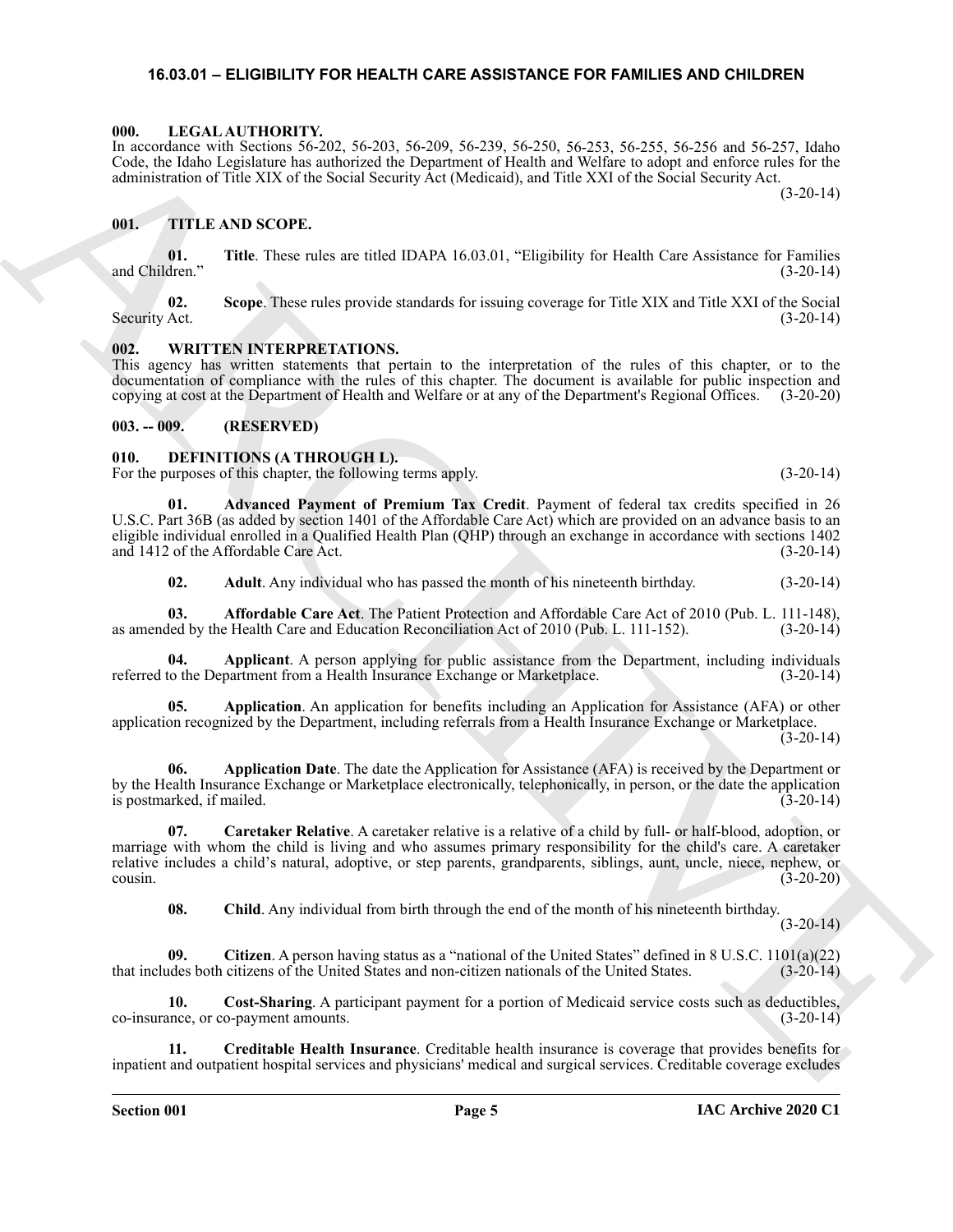## 16.03.01 – ELIGIBILITY FOR HEALTH CARE ASSISTANCE FOR FAMILIES AND CHILDREN

### 000. LEGAL AUTHORITY.

In accordance with Sections 56-202, 56-203, 56-209, 56-239, 56-250, 56-253, 56-255, 56-256 and 56-257, Idaho Code, the Idaho Legislature has authorized the Department of Health and Welfare to adopt and enforce rules for the administration of Title XIX of the Social Security Act (Medicaid), and Title XXI of the Social Security Act. (3-20-14)

### 001. TITLE AND SCOPE.

**01. Title**. These rules are titled IDAPA 16.03.01, "Eligibility for Health Care Assistance for Families and Children." (3-20-14)

**02. Scope**. These rules provide standards for issuing coverage for Title XIX and Title XXI of the Social Security Act. (3-20-14)

### 002. WRITTEN INTERPRETATIONS.

This agency has written statements that pertain to the interpretation of the rules of this chapter, or to the documentation of compliance with the rules of this chapter. The document is available for public inspection and copying at cost at the Department of Health and Welfare or at any of the Department's Regional Offices. (3-20-20)

### 003. -- 009. (RESERVED)

### 010. DEFINITIONS (A THROUGH L).

For the purposes of this chapter, the following terms apply. (3-20-14)

**01. Advanced Payment of Premium Tax Credit**. Payment of federal tax credits specified in 26 U.S.C. Part 36B (as added by section 1401 of the Affordable Care Act) which are provided on an advance basis to an eligible individual enrolled in a Qualified Health Plan (QHP) through an exchange in accordance with sections 1402 and 1412 of the Affordable Care Act. (3-20-14)

**02. Adult**. Any individual who has passed the month of his nineteenth birthday. (3-20-14)

**03. Affordable Care Act**. The Patient Protection and Affordable Care Act of 2010 (Pub. L. 111-148), as amended by the Health Care and Education Reconciliation Act of 2010 (Pub. L. 111-152). (3-20-14)

**04. Applicant**. A person applying for public assistance from the Department, including individuals referred to the Department from a Health Insurance Exchange or Marketplace. (3-20-14)

**05. Application**. An application for benefits including an Application for Assistance (AFA) or other application recognized by the Department, including referrals from a Health Insurance Exchange or Marketplace. (3-20-14)

**06. Application Date**. The date the Application for Assistance (AFA) is received by the Department or by the Health Insurance Exchange or Marketplace electronically, telephonically, in person, or the date the application is postmarked, if mailed. (3-20-14)

**07. Caretaker Relative**. A caretaker relative is a relative of a child by full- or half-blood, adoption, or marriage with whom the child is living and who assumes primary responsibility for the child's care. A caretaker relative includes a child's natural, adoptive, or step parents, grandparents, siblings, aunt, uncle, niece, nephew, or cousin. (3-20-20)

**08. Child**. Any individual from birth through the end of the month of his nineteenth birthday. (3-20-14)

**09. Citizen**. A person having status as a "national of the United States" defined in 8 U.S.C. 1101(a)(22) that includes both citizens of the United States and non-citizen nationals of the United States. (3-20-14)

**10. Cost-Sharing**. A participant payment for a portion of Medicaid service costs such as deductibles, co-insurance, or co-payment amounts. (3-20-14)

**11. Creditable Health Insurance**. Creditable health insurance is coverage that provides benefits for inpatient and outpatient hospital services and physicians' medical and surgical services. Creditable coverage excludes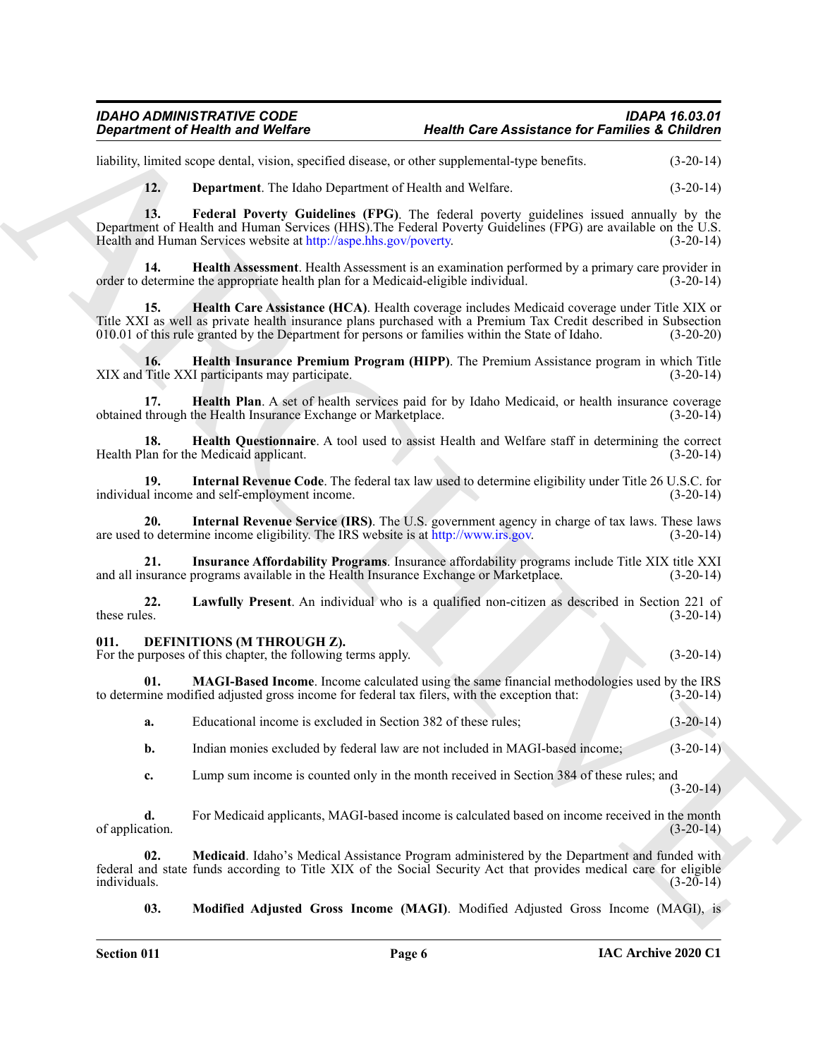liability, limited scope dental, vision, specified disease, or other supplemental-type benefits. (3-20-14)

**12. Department**. The Idaho Department of Health and Welfare. (3-20-14)

**13. Federal Poverty Guidelines (FPG)**. The federal poverty guidelines issued annually by the Department of Health and Human Services (HHS).The Federal Poverty Guidelines (FPG) are available on the U.S. Health and Human Services website at http://aspe.hhs.gov/poverty. (3-20-14)

**14. Health Assessment**. Health Assessment is an examination performed by a primary care provider in order to determine the appropriate health plan for a Medicaid-eligible individual. (3-20-14)

**15. Health Care Assistance (HCA)**. Health coverage includes Medicaid coverage under Title XIX or Title XXI as well as private health insurance plans purchased with a Premium Tax Credit described in Subsection 010.01 of this rule granted by the Department for persons or families within the State of Idaho. (3-20-20)

**16. Health Insurance Premium Program (HIPP)**. The Premium Assistance program in which Title XIX and Title XXI participants may participate. (3-20-14)

**17. Health Plan**. A set of health services paid for by Idaho Medicaid, or health insurance coverage obtained through the Health Insurance Exchange or Marketplace. (3-20-14)

**18. Health Questionnaire**. A tool used to assist Health and Welfare staff in determining the correct Health Plan for the Medicaid applicant. (3-20-14)

**19. Internal Revenue Code**. The federal tax law used to determine eligibility under Title 26 U.S.C. for individual income and self-employment income. (3-20-14)

**20. Internal Revenue Service (IRS)**. The U.S. government agency in charge of tax laws. These laws are used to determine income eligibility. The IRS website is at http://www.irs.gov. (3-20-14)

**21. Insurance Affordability Programs**. Insurance affordability programs include Title XIX title XXI and all insurance programs available in the Health Insurance Exchange or Marketplace. (3-20-14)

**22. Lawfully Present**. An individual who is a qualified non-citizen as described in Section 221 of these rules. (3-20-14)

## 011. DEFINITIONS (M THROUGH Z).

For the purposes of this chapter, the following terms apply. (3-20-14)

**01. MAGI-Based Income**. Income calculated using the same financial methodologies used by the IRS to determine modified adjusted gross income for federal tax filers, with the exception that: (3-20-14)

a. Educational income is excluded in Section 382 of these rules; (3-20-14)

b. Indian monies excluded by federal law are not included in MAGI-based income; (3-20-14)

c. Lump sum income is counted only in the month received in Section 384 of these rules; and (3-20-14)

d. For Medicaid applicants, MAGI-based income is calculated based on income received in the month of application. (3-20-14)

**02. Medicaid**. Idaho's Medical Assistance Program administered by the Department and funded with federal and state funds according to Title XIX of the Social Security Act that provides medical care for eligible individuals. (3-20-14)

**03. Modified Adjusted Gross Income (MAGI)**. Modified Adjusted Gross Income (MAGI), is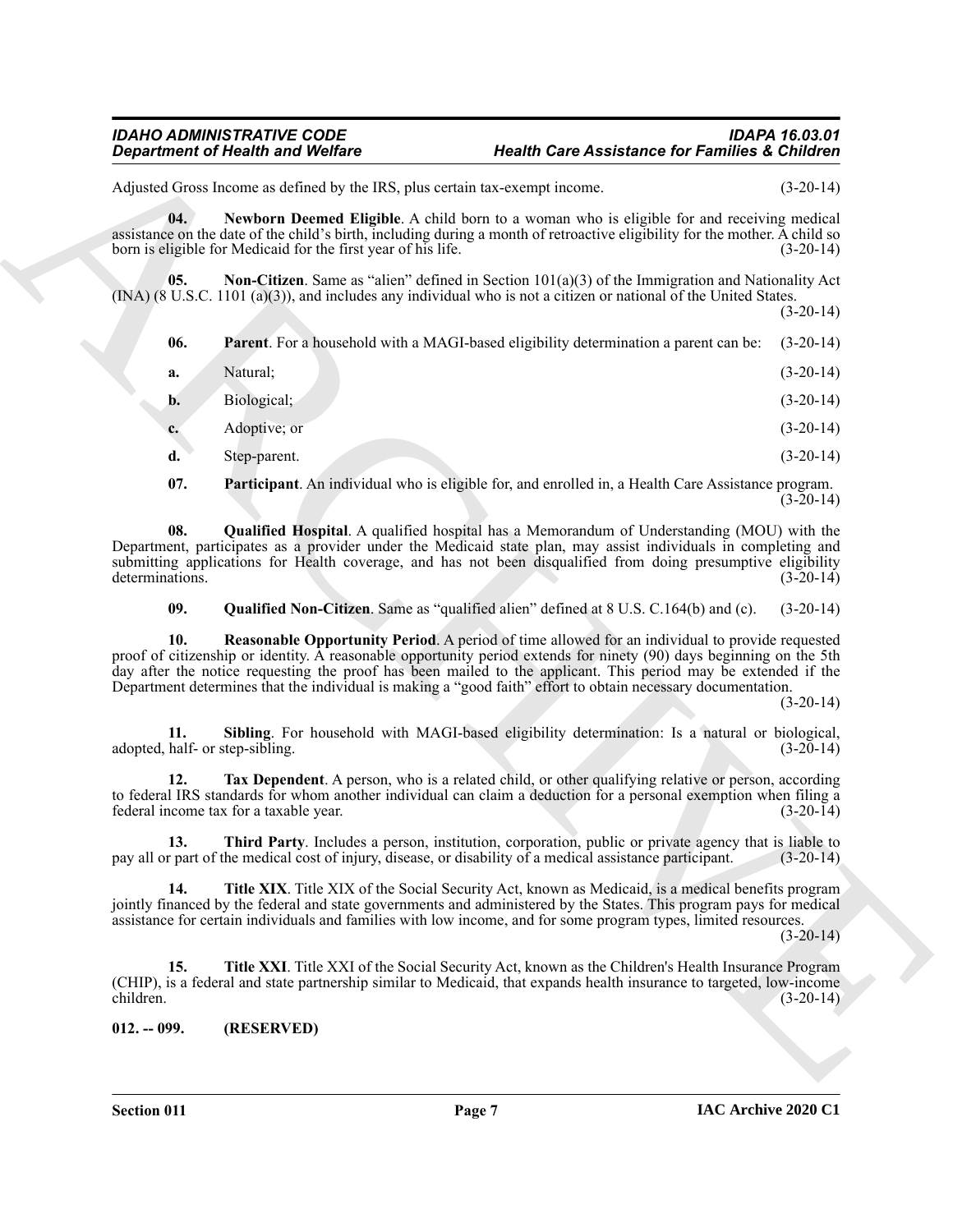Adjusted Gross Income as defined by the IRS, plus certain tax-exempt income. (3-20-14)

**04. Newborn Deemed Eligible**. A child born to a woman who is eligible for and receiving medical assistance on the date of the child's birth, including during a month of retroactive eligibility for the mother. A child so born is eligible for Medicaid for the first year of his life. (3-20-14)

**05. Non-Citizen**. Same as "alien" defined in Section 101(a)(3) of the Immigration and Nationality Act (INA) (8 U.S.C. 1101 (a)(3)), and includes any individual who is not a citizen or national of the United States. (3-20-14)

**06. Parent**. For a household with a MAGI-based eligibility determination a parent can be: (3-20-14)

**a.** Natural; (3-20-14)

**b.** Biological; (3-20-14)

**c.** Adoptive; or (3-20-14)

**d.** Step-parent. (3-20-14)

**07. Participant**. An individual who is eligible for, and enrolled in, a Health Care Assistance program. (3-20-14)

**08. Qualified Hospital**. A qualified hospital has a Memorandum of Understanding (MOU) with the Department, participates as a provider under the Medicaid state plan, may assist individuals in completing and submitting applications for Health coverage, and has not been disqualified from doing presumptive eligibility determinations. (3-20-14)

**09. Qualified Non-Citizen**. Same as "qualified alien" defined at 8 U.S. C.164(b) and (c). (3-20-14)

**10. Reasonable Opportunity Period**. A period of time allowed for an individual to provide requested proof of citizenship or identity. A reasonable opportunity period extends for ninety (90) days beginning on the 5th day after the notice requesting the proof has been mailed to the applicant. This period may be extended if the Department determines that the individual is making a "good faith" effort to obtain necessary documentation. (3-20-14)

**11. Sibling**. For household with MAGI-based eligibility determination: Is a natural or biological, adopted, half- or step-sibling. (3-20-14)

**12. Tax Dependent**. A person, who is a related child, or other qualifying relative or person, according to federal IRS standards for whom another individual can claim a deduction for a personal exemption when filing a federal income tax for a taxable year. (3-20-14)

**13. Third Party**. Includes a person, institution, corporation, public or private agency that is liable to pay all or part of the medical cost of injury, disease, or disability of a medical assistance participant. (3-20-14)

**14. Title XIX**. Title XIX of the Social Security Act, known as Medicaid, is a medical benefits program jointly financed by the federal and state governments and administered by the States. This program pays for medical assistance for certain individuals and families with low income, and for some program types, limited resources. (3-20-14)

**15. Title XXI**. Title XXI of the Social Security Act, known as the Children's Health Insurance Program (CHIP), is a federal and state partnership similar to Medicaid, that expands health insurance to targeted, low-income children. (3-20-14)

### 012. -- 099. (RESERVED)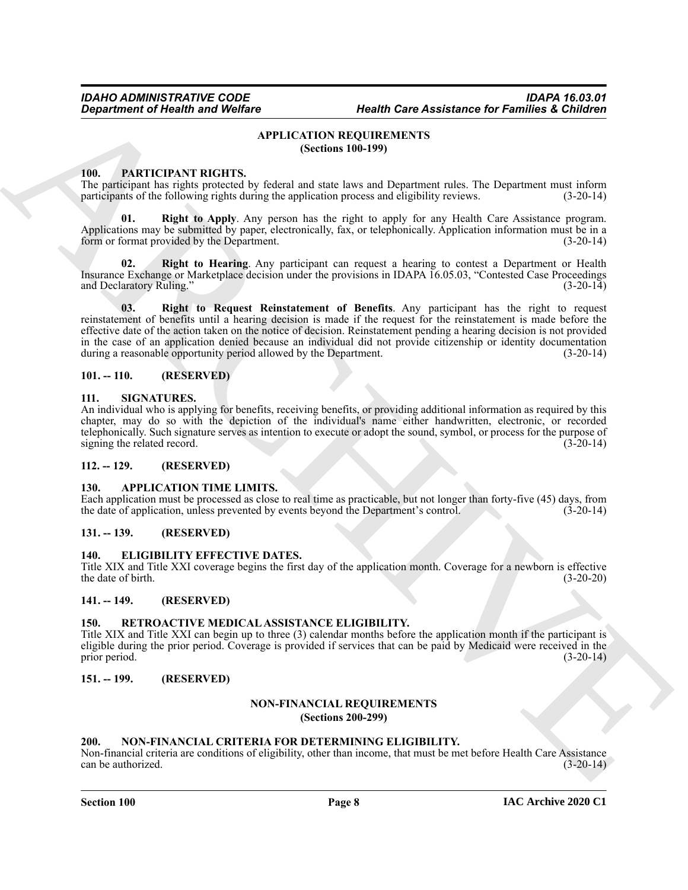## APPLICATION REQUIREMENTS
### (Sections 100-199)

### 100. PARTICIPANT RIGHTS.
The participant has rights protected by federal and state laws and Department rules. The Department must inform participants of the following rights during the application process and eligibility reviews. (3-20-14)

**01. Right to Apply**. Any person has the right to apply for any Health Care Assistance program. Applications may be submitted by paper, electronically, fax, or telephonically. Application information must be in a form or format provided by the Department. (3-20-14)

**02. Right to Hearing**. Any participant can request a hearing to contest a Department or Health Insurance Exchange or Marketplace decision under the provisions in IDAPA 16.05.03, "Contested Case Proceedings and Declaratory Ruling." (3-20-14)

**03. Right to Request Reinstatement of Benefits**. Any participant has the right to request reinstatement of benefits until a hearing decision is made if the request for the reinstatement is made before the effective date of the action taken on the notice of decision. Reinstatement pending a hearing decision is not provided in the case of an application denied because an individual did not provide citizenship or identity documentation during a reasonable opportunity period allowed by the Department. (3-20-14)

### 101. -- 110. (RESERVED)

### 111. SIGNATURES.
An individual who is applying for benefits, receiving benefits, or providing additional information as required by this chapter, may do so with the depiction of the individual's name either handwritten, electronic, or recorded telephonically. Such signature serves as intention to execute or adopt the sound, symbol, or process for the purpose of signing the related record. (3-20-14)

### 112. -- 129. (RESERVED)

### 130. APPLICATION TIME LIMITS.
Each application must be processed as close to real time as practicable, but not longer than forty-five (45) days, from the date of application, unless prevented by events beyond the Department's control. (3-20-14)

### 131. -- 139. (RESERVED)

### 140. ELIGIBILITY EFFECTIVE DATES.
Title XIX and Title XXI coverage begins the first day of the application month. Coverage for a newborn is effective the date of birth. (3-20-20)

### 141. -- 149. (RESERVED)

### 150. RETROACTIVE MEDICAL ASSISTANCE ELIGIBILITY.
Title XIX and Title XXI can begin up to three (3) calendar months before the application month if the participant is eligible during the prior period. Coverage is provided if services that can be paid by Medicaid were received in the prior period. (3-20-14)

### 151. -- 199. (RESERVED)

## NON-FINANCIAL REQUIREMENTS
### (Sections 200-299)

### 200. NON-FINANCIAL CRITERIA FOR DETERMINING ELIGIBILITY.
Non-financial criteria are conditions of eligibility, other than income, that must be met before Health Care Assistance can be authorized. (3-20-14)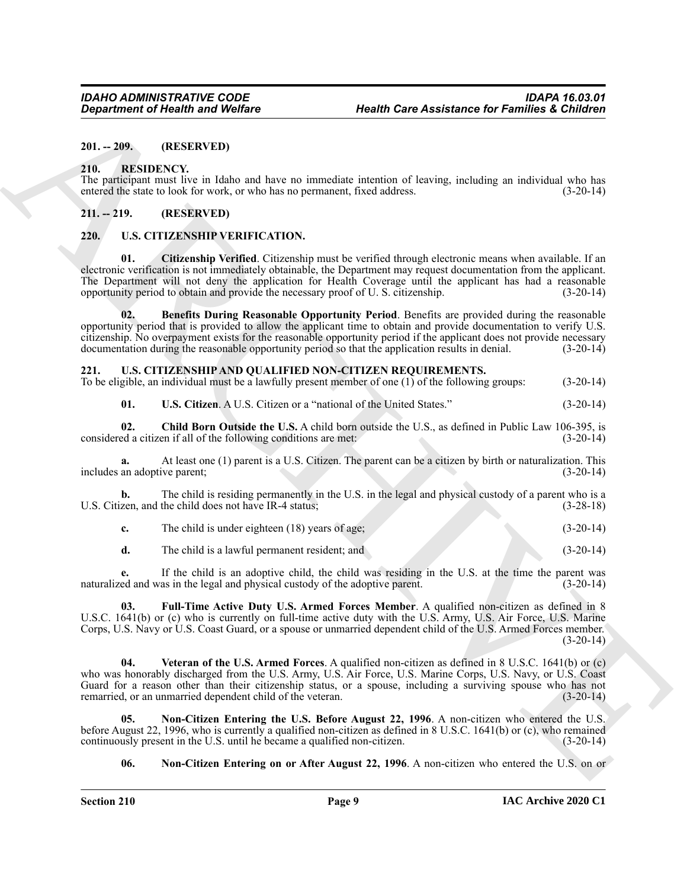**201. -- 209. (RESERVED)**

**210. RESIDENCY.**

The participant must live in Idaho and have no immediate intention of leaving, including an individual who has entered the state to look for work, or who has no permanent, fixed address. (3-20-14)

**211. -- 219. (RESERVED)**

**220. U.S. CITIZENSHIP VERIFICATION.**

**01. Citizenship Verified**. Citizenship must be verified through electronic means when available. If an electronic verification is not immediately obtainable, the Department may request documentation from the applicant. The Department will not deny the application for Health Coverage until the applicant has had a reasonable opportunity period to obtain and provide the necessary proof of U. S. citizenship. (3-20-14)

**02. Benefits During Reasonable Opportunity Period**. Benefits are provided during the reasonable opportunity period that is provided to allow the applicant time to obtain and provide documentation to verify U.S. citizenship. No overpayment exists for the reasonable opportunity period if the applicant does not provide necessary documentation during the reasonable opportunity period so that the application results in denial. (3-20-14)

**221. U.S. CITIZENSHIP AND QUALIFIED NON-CITIZEN REQUIREMENTS.**

To be eligible, an individual must be a lawfully present member of one (1) of the following groups: (3-20-14)

**01. U.S. Citizen**. A U.S. Citizen or a "national of the United States." (3-20-14)

**02. Child Born Outside the U.S.** A child born outside the U.S., as defined in Public Law 106-395, is considered a citizen if all of the following conditions are met: (3-20-14)

**a.** At least one (1) parent is a U.S. Citizen. The parent can be a citizen by birth or naturalization. This includes an adoptive parent; (3-20-14)

**b.** The child is residing permanently in the U.S. in the legal and physical custody of a parent who is a U.S. Citizen, and the child does not have IR-4 status; (3-28-18)

**c.** The child is under eighteen (18) years of age; (3-20-14)

**d.** The child is a lawful permanent resident; and (3-20-14)

**e.** If the child is an adoptive child, the child was residing in the U.S. at the time the parent was naturalized and was in the legal and physical custody of the adoptive parent. (3-20-14)

**03. Full-Time Active Duty U.S. Armed Forces Member**. A qualified non-citizen as defined in 8 U.S.C. 1641(b) or (c) who is currently on full-time active duty with the U.S. Army, U.S. Air Force, U.S. Marine Corps, U.S. Navy or U.S. Coast Guard, or a spouse or unmarried dependent child of the U.S. Armed Forces member. (3-20-14)

**04. Veteran of the U.S. Armed Forces**. A qualified non-citizen as defined in 8 U.S.C. 1641(b) or (c) who was honorably discharged from the U.S. Army, U.S. Air Force, U.S. Marine Corps, U.S. Navy, or U.S. Coast Guard for a reason other than their citizenship status, or a spouse, including a surviving spouse who has not remarried, or an unmarried dependent child of the veteran. (3-20-14)

**05. Non-Citizen Entering the U.S. Before August 22, 1996**. A non-citizen who entered the U.S. before August 22, 1996, who is currently a qualified non-citizen as defined in 8 U.S.C. 1641(b) or (c), who remained continuously present in the U.S. until he became a qualified non-citizen. (3-20-14)

**06. Non-Citizen Entering on or After August 22, 1996**. A non-citizen who entered the U.S. on or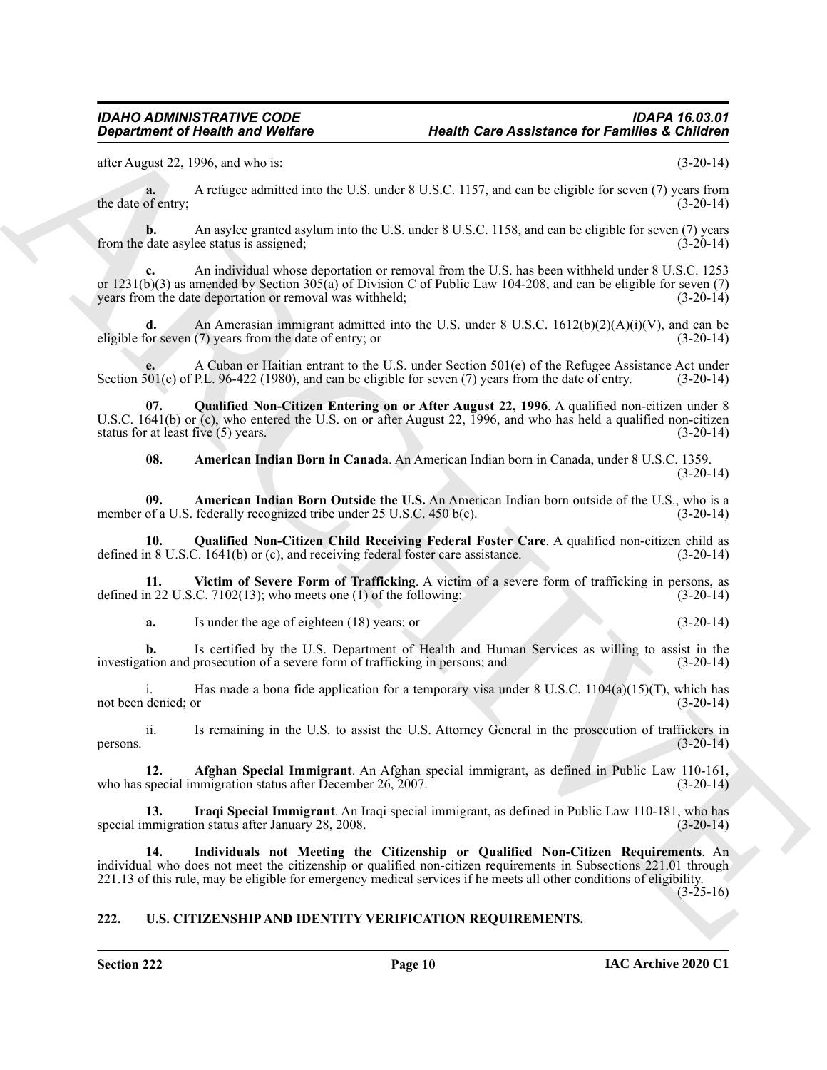after August 22, 1996, and who is: (3-20-14)

**a.** A refugee admitted into the U.S. under 8 U.S.C. 1157, and can be eligible for seven (7) years from the date of entry; (3-20-14)

**b.** An asylee granted asylum into the U.S. under 8 U.S.C. 1158, and can be eligible for seven (7) years from the date asylee status is assigned; (3-20-14)

**c.** An individual whose deportation or removal from the U.S. has been withheld under 8 U.S.C. 1253 or 1231(b)(3) as amended by Section 305(a) of Division C of Public Law 104-208, and can be eligible for seven (7) years from the date deportation or removal was withheld; (3-20-14)

**d.** An Amerasian immigrant admitted into the U.S. under 8 U.S.C. 1612(b)(2)(A)(i)(V), and can be eligible for seven (7) years from the date of entry; or (3-20-14)

**e.** A Cuban or Haitian entrant to the U.S. under Section 501(e) of the Refugee Assistance Act under Section 501(e) of P.L. 96-422 (1980), and can be eligible for seven (7) years from the date of entry. (3-20-14)

**07. Qualified Non-Citizen Entering on or After August 22, 1996**. A qualified non-citizen under 8 U.S.C. 1641(b) or (c), who entered the U.S. on or after August 22, 1996, and who has held a qualified non-citizen status for at least five (5) years. (3-20-14)

**08. American Indian Born in Canada**. An American Indian born in Canada, under 8 U.S.C. 1359. (3-20-14)

**09. American Indian Born Outside the U.S.** An American Indian born outside of the U.S., who is a member of a U.S. federally recognized tribe under 25 U.S.C. 450 b(e). (3-20-14)

**10. Qualified Non-Citizen Child Receiving Federal Foster Care**. A qualified non-citizen child as defined in 8 U.S.C. 1641(b) or (c), and receiving federal foster care assistance. (3-20-14)

**11. Victim of Severe Form of Trafficking**. A victim of a severe form of trafficking in persons, as defined in 22 U.S.C. 7102(13); who meets one (1) of the following: (3-20-14)

**a.** Is under the age of eighteen (18) years; or (3-20-14)

**b.** Is certified by the U.S. Department of Health and Human Services as willing to assist in the investigation and prosecution of a severe form of trafficking in persons; and (3-20-14)

i. Has made a bona fide application for a temporary visa under 8 U.S.C. 1104(a)(15)(T), which has not been denied; or (3-20-14)

ii. Is remaining in the U.S. to assist the U.S. Attorney General in the prosecution of traffickers in persons. (3-20-14)

**12. Afghan Special Immigrant**. An Afghan special immigrant, as defined in Public Law 110-161, who has special immigration status after December 26, 2007. (3-20-14)

**13. Iraqi Special Immigrant**. An Iraqi special immigrant, as defined in Public Law 110-181, who has special immigration status after January 28, 2008. (3-20-14)

**14. Individuals not Meeting the Citizenship or Qualified Non-Citizen Requirements**. An individual who does not meet the citizenship or qualified non-citizen requirements in Subsections 221.01 through 221.13 of this rule, may be eligible for emergency medical services if he meets all other conditions of eligibility. (3-25-16)

## 222. U.S. CITIZENSHIP AND IDENTITY VERIFICATION REQUIREMENTS.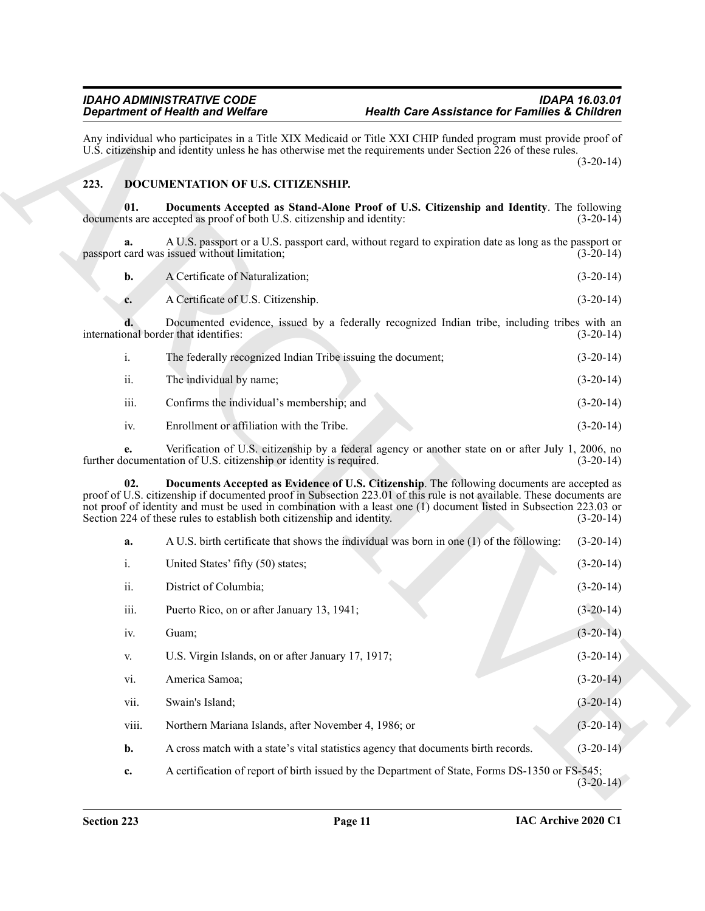Any individual who participates in a Title XIX Medicaid or Title XXI CHIP funded program must provide proof of U.S. citizenship and identity unless he has otherwise met the requirements under Section 226 of these rules. (3-20-14)

## 223. DOCUMENTATION OF U.S. CITIZENSHIP.

**01. Documents Accepted as Stand-Alone Proof of U.S. Citizenship and Identity**. The following documents are accepted as proof of both U.S. citizenship and identity: (3-20-14)

**a.** A U.S. passport or a U.S. passport card, without regard to expiration date as long as the passport or passport card was issued without limitation; (3-20-14)

**b.** A Certificate of Naturalization; (3-20-14)

**c.** A Certificate of U.S. Citizenship. (3-20-14)

**d.** Documented evidence, issued by a federally recognized Indian tribe, including tribes with an international border that identifies: (3-20-14)

i. The federally recognized Indian Tribe issuing the document; (3-20-14)

ii. The individual by name; (3-20-14)

iii. Confirms the individual's membership; and (3-20-14)

iv. Enrollment or affiliation with the Tribe. (3-20-14)

**e.** Verification of U.S. citizenship by a federal agency or another state on or after July 1, 2006, no further documentation of U.S. citizenship or identity is required. (3-20-14)

**02. Documents Accepted as Evidence of U.S. Citizenship**. The following documents are accepted as proof of U.S. citizenship if documented proof in Subsection 223.01 of this rule is not available. These documents are not proof of identity and must be used in combination with a least one (1) document listed in Subsection 223.03 or Section 224 of these rules to establish both citizenship and identity. (3-20-14)

**a.** A U.S. birth certificate that shows the individual was born in one (1) of the following: (3-20-14)

i. United States' fifty (50) states; (3-20-14)

ii. District of Columbia; (3-20-14)

iii. Puerto Rico, on or after January 13, 1941; (3-20-14)

iv. Guam; (3-20-14)

v. U.S. Virgin Islands, on or after January 17, 1917; (3-20-14)

vi. America Samoa; (3-20-14)

vii. Swain's Island; (3-20-14)

viii. Northern Mariana Islands, after November 4, 1986; or (3-20-14)

**b.** A cross match with a state's vital statistics agency that documents birth records. (3-20-14)

**c.** A certification of report of birth issued by the Department of State, Forms DS-1350 or FS-545; (3-20-14)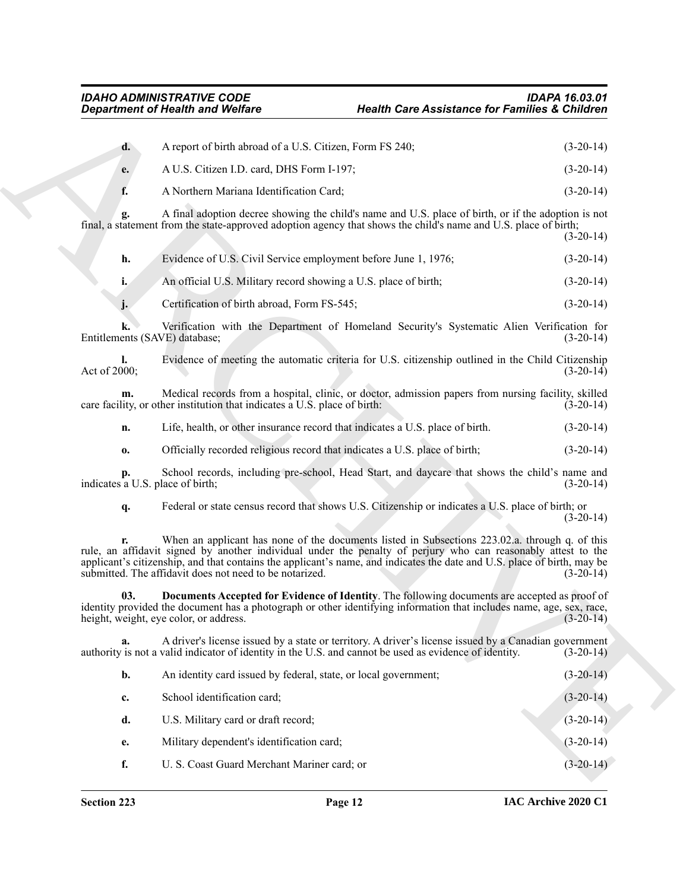**d.** A report of birth abroad of a U.S. Citizen, Form FS 240; (3-20-14)

**e.** A U.S. Citizen I.D. card, DHS Form I-197; (3-20-14)

**f.** A Northern Mariana Identification Card; (3-20-14)

**g.** A final adoption decree showing the child's name and U.S. place of birth, or if the adoption is not final, a statement from the state-approved adoption agency that shows the child's name and U.S. place of birth; (3-20-14)

**h.** Evidence of U.S. Civil Service employment before June 1, 1976; (3-20-14)

**i.** An official U.S. Military record showing a U.S. place of birth; (3-20-14)

**j.** Certification of birth abroad, Form FS-545; (3-20-14)

**k.** Verification with the Department of Homeland Security's Systematic Alien Verification for Entitlements (SAVE) database; (3-20-14)

**l.** Evidence of meeting the automatic criteria for U.S. citizenship outlined in the Child Citizenship Act of 2000; (3-20-14)

**m.** Medical records from a hospital, clinic, or doctor, admission papers from nursing facility, skilled care facility, or other institution that indicates a U.S. place of birth: (3-20-14)

**n.** Life, health, or other insurance record that indicates a U.S. place of birth. (3-20-14)

**o.** Officially recorded religious record that indicates a U.S. place of birth; (3-20-14)

**p.** School records, including pre-school, Head Start, and daycare that shows the child's name and indicates a U.S. place of birth; (3-20-14)

**q.** Federal or state census record that shows U.S. Citizenship or indicates a U.S. place of birth; or (3-20-14)

**r.** When an applicant has none of the documents listed in Subsections 223.02.a. through q. of this rule, an affidavit signed by another individual under the penalty of perjury who can reasonably attest to the applicant's citizenship, and that contains the applicant's name, and indicates the date and U.S. place of birth, may be submitted. The affidavit does not need to be notarized. (3-20-14)

**03. Documents Accepted for Evidence of Identity**. The following documents are accepted as proof of identity provided the document has a photograph or other identifying information that includes name, age, sex, race, height, weight, eye color, or address. (3-20-14)

**a.** A driver's license issued by a state or territory. A driver's license issued by a Canadian government authority is not a valid indicator of identity in the U.S. and cannot be used as evidence of identity. (3-20-14)

**b.** An identity card issued by federal, state, or local government; (3-20-14)

**c.** School identification card; (3-20-14)

**d.** U.S. Military card or draft record; (3-20-14)

**e.** Military dependent's identification card; (3-20-14)

**f.** U. S. Coast Guard Merchant Mariner card; or (3-20-14)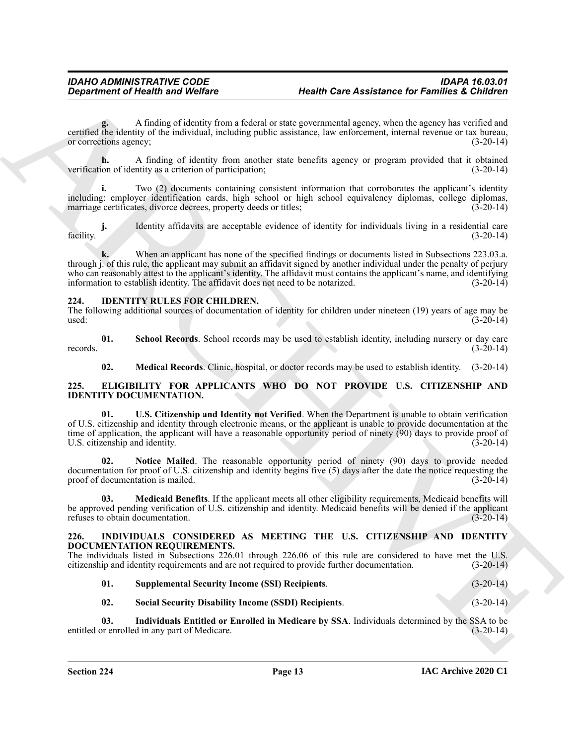**g.** A finding of identity from a federal or state governmental agency, when the agency has verified and certified the identity of the individual, including public assistance, law enforcement, internal revenue or tax bureau, or corrections agency; (3-20-14)

**h.** A finding of identity from another state benefits agency or program provided that it obtained verification of identity as a criterion of participation; (3-20-14)

**i.** Two (2) documents containing consistent information that corroborates the applicant's identity including: employer identification cards, high school or high school equivalency diplomas, college diplomas, marriage certificates, divorce decrees, property deeds or titles; (3-20-14)

**j.** Identity affidavits are acceptable evidence of identity for individuals living in a residential care facility. (3-20-14)

**k.** When an applicant has none of the specified findings or documents listed in Subsections 223.03.a. through j. of this rule, the applicant may submit an affidavit signed by another individual under the penalty of perjury who can reasonably attest to the applicant's identity. The affidavit must contains the applicant's name, and identifying information to establish identity. The affidavit does not need to be notarized. (3-20-14)

## 224. IDENTITY RULES FOR CHILDREN.

The following additional sources of documentation of identity for children under nineteen (19) years of age may be used: (3-20-14)

**01. School Records**. School records may be used to establish identity, including nursery or day care records. (3-20-14)

**02. Medical Records**. Clinic, hospital, or doctor records may be used to establish identity. (3-20-14)

## 225. ELIGIBILITY FOR APPLICANTS WHO DO NOT PROVIDE U.S. CITIZENSHIP AND IDENTITY DOCUMENTATION.

**01. U.S. Citizenship and Identity not Verified**. When the Department is unable to obtain verification of U.S. citizenship and identity through electronic means, or the applicant is unable to provide documentation at the time of application, the applicant will have a reasonable opportunity period of ninety (90) days to provide proof of U.S. citizenship and identity. (3-20-14)

**02. Notice Mailed**. The reasonable opportunity period of ninety (90) days to provide needed documentation for proof of U.S. citizenship and identity begins five (5) days after the date the notice requesting the proof of documentation is mailed. (3-20-14)

**03. Medicaid Benefits**. If the applicant meets all other eligibility requirements, Medicaid benefits will be approved pending verification of U.S. citizenship and identity. Medicaid benefits will be denied if the applicant refuses to obtain documentation. (3-20-14)

## 226. INDIVIDUALS CONSIDERED AS MEETING THE U.S. CITIZENSHIP AND IDENTITY DOCUMENTATION REQUIREMENTS.

The individuals listed in Subsections 226.01 through 226.06 of this rule are considered to have met the U.S. citizenship and identity requirements and are not required to provide further documentation. (3-20-14)

**01. Supplemental Security Income (SSI) Recipients**. (3-20-14)

**02. Social Security Disability Income (SSDI) Recipients**. (3-20-14)

**03. Individuals Entitled or Enrolled in Medicare by SSA**. Individuals determined by the SSA to be entitled or enrolled in any part of Medicare. (3-20-14)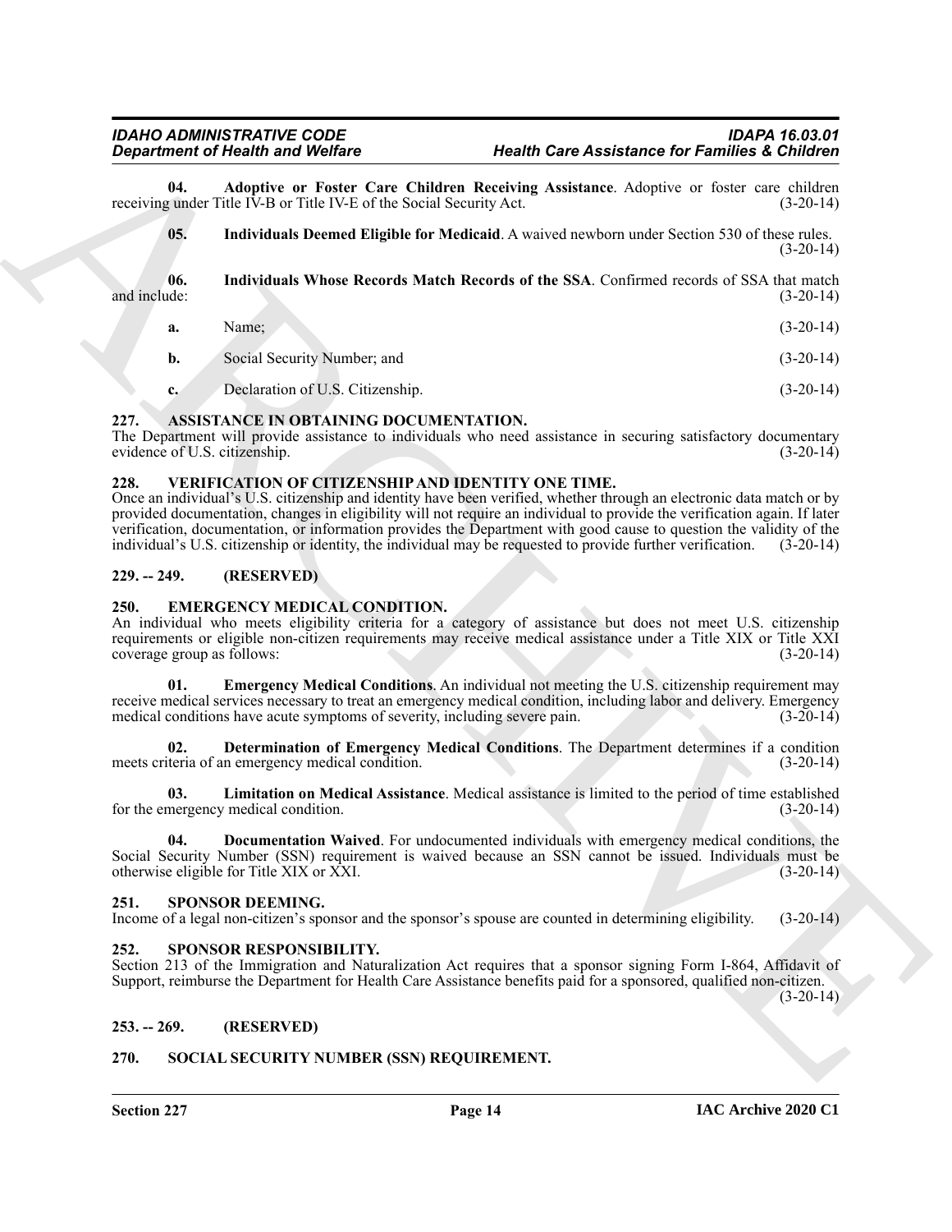**04. Adoptive or Foster Care Children Receiving Assistance**. Adoptive or foster care children receiving under Title IV-B or Title IV-E of the Social Security Act. (3-20-14)

**05. Individuals Deemed Eligible for Medicaid**. A waived newborn under Section 530 of these rules. (3-20-14)

**06. Individuals Whose Records Match Records of the SSA**. Confirmed records of SSA that match and include: (3-20-14)

**a.** Name; (3-20-14)

**b.** Social Security Number; and (3-20-14)

**c.** Declaration of U.S. Citizenship. (3-20-14)

## 227. ASSISTANCE IN OBTAINING DOCUMENTATION.

The Department will provide assistance to individuals who need assistance in securing satisfactory documentary evidence of U.S. citizenship. (3-20-14)

## 228. VERIFICATION OF CITIZENSHIP AND IDENTITY ONE TIME.

Once an individual's U.S. citizenship and identity have been verified, whether through an electronic data match or by provided documentation, changes in eligibility will not require an individual to provide the verification again. If later verification, documentation, or information provides the Department with good cause to question the validity of the individual's U.S. citizenship or identity, the individual may be requested to provide further verification. (3-20-14)

## 229. -- 249. (RESERVED)

## 250. EMERGENCY MEDICAL CONDITION.

An individual who meets eligibility criteria for a category of assistance but does not meet U.S. citizenship requirements or eligible non-citizen requirements may receive medical assistance under a Title XIX or Title XXI coverage group as follows: (3-20-14)

**01. Emergency Medical Conditions**. An individual not meeting the U.S. citizenship requirement may receive medical services necessary to treat an emergency medical condition, including labor and delivery. Emergency medical conditions have acute symptoms of severity, including severe pain. (3-20-14)

**02. Determination of Emergency Medical Conditions**. The Department determines if a condition meets criteria of an emergency medical condition. (3-20-14)

**03. Limitation on Medical Assistance**. Medical assistance is limited to the period of time established for the emergency medical condition. (3-20-14)

**04. Documentation Waived**. For undocumented individuals with emergency medical conditions, the Social Security Number (SSN) requirement is waived because an SSN cannot be issued. Individuals must be otherwise eligible for Title XIX or XXI. (3-20-14)

## 251. SPONSOR DEEMING.

Income of a legal non-citizen's sponsor and the sponsor's spouse are counted in determining eligibility. (3-20-14)

## 252. SPONSOR RESPONSIBILITY.

Section 213 of the Immigration and Naturalization Act requires that a sponsor signing Form I-864, Affidavit of Support, reimburse the Department for Health Care Assistance benefits paid for a sponsored, qualified non-citizen. (3-20-14)

## 253. -- 269. (RESERVED)

## 270. SOCIAL SECURITY NUMBER (SSN) REQUIREMENT.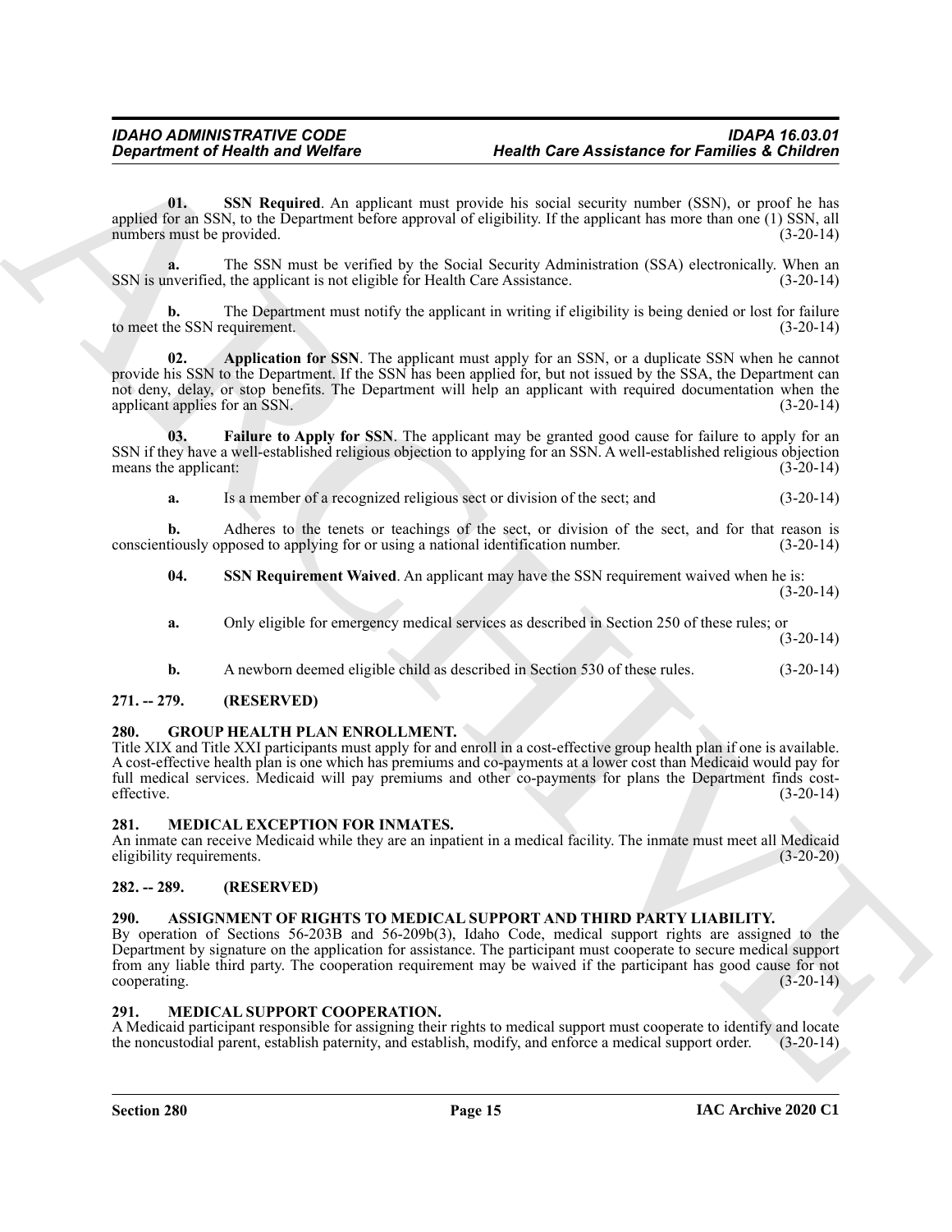**01. SSN Required**. An applicant must provide his social security number (SSN), or proof he has applied for an SSN, to the Department before approval of eligibility. If the applicant has more than one (1) SSN, all numbers must be provided. (3-20-14)

**a.** The SSN must be verified by the Social Security Administration (SSA) electronically. When an SSN is unverified, the applicant is not eligible for Health Care Assistance. (3-20-14)

**b.** The Department must notify the applicant in writing if eligibility is being denied or lost for failure to meet the SSN requirement. (3-20-14)

**02. Application for SSN**. The applicant must apply for an SSN, or a duplicate SSN when he cannot provide his SSN to the Department. If the SSN has been applied for, but not issued by the SSA, the Department can not deny, delay, or stop benefits. The Department will help an applicant with required documentation when the applicant applies for an SSN. (3-20-14)

**03. Failure to Apply for SSN**. The applicant may be granted good cause for failure to apply for an SSN if they have a well-established religious objection to applying for an SSN. A well-established religious objection means the applicant: (3-20-14)

**a.** Is a member of a recognized religious sect or division of the sect; and (3-20-14)

**b.** Adheres to the tenets or teachings of the sect, or division of the sect, and for that reason is conscientiously opposed to applying for or using a national identification number. (3-20-14)

**04. SSN Requirement Waived**. An applicant may have the SSN requirement waived when he is: (3-20-14)

**a.** Only eligible for emergency medical services as described in Section 250 of these rules; or (3-20-14)

**b.** A newborn deemed eligible child as described in Section 530 of these rules. (3-20-14)

## 271. -- 279. (RESERVED)

## 280. GROUP HEALTH PLAN ENROLLMENT.

Title XIX and Title XXI participants must apply for and enroll in a cost-effective group health plan if one is available. A cost-effective health plan is one which has premiums and co-payments at a lower cost than Medicaid would pay for full medical services. Medicaid will pay premiums and other co-payments for plans the Department finds cost-effective. (3-20-14)

## 281. MEDICAL EXCEPTION FOR INMATES.

An inmate can receive Medicaid while they are an inpatient in a medical facility. The inmate must meet all Medicaid eligibility requirements. (3-20-20)

## 282. -- 289. (RESERVED)

## 290. ASSIGNMENT OF RIGHTS TO MEDICAL SUPPORT AND THIRD PARTY LIABILITY.

By operation of Sections 56-203B and 56-209b(3), Idaho Code, medical support rights are assigned to the Department by signature on the application for assistance. The participant must cooperate to secure medical support from any liable third party. The cooperation requirement may be waived if the participant has good cause for not cooperating. (3-20-14)

## 291. MEDICAL SUPPORT COOPERATION.

A Medicaid participant responsible for assigning their rights to medical support must cooperate to identify and locate the noncustodial parent, establish paternity, and establish, modify, and enforce a medical support order. (3-20-14)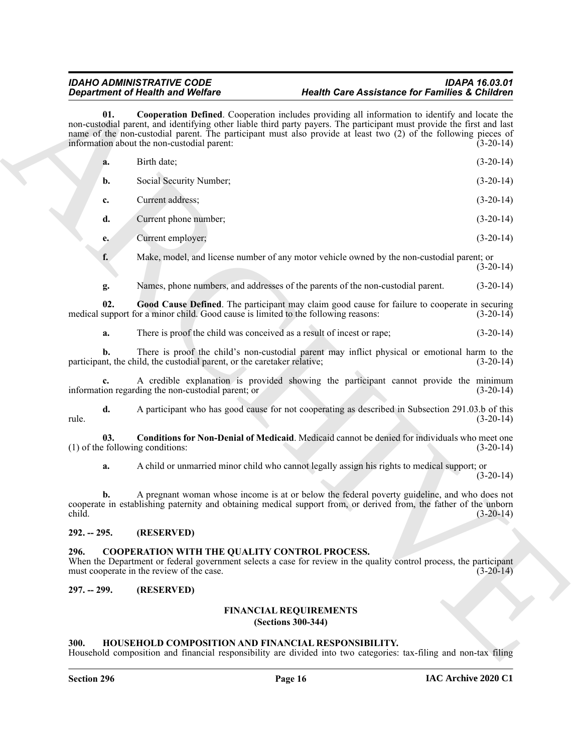**01. Cooperation Defined**. Cooperation includes providing all information to identify and locate the non-custodial parent, and identifying other liable third party payers. The participant must provide the first and last name of the non-custodial parent. The participant must also provide at least two (2) of the following pieces of information about the non-custodial parent: (3-20-14)

**a.** Birth date; (3-20-14)

**b.** Social Security Number; (3-20-14)

**c.** Current address; (3-20-14)

**d.** Current phone number; (3-20-14)

**e.** Current employer; (3-20-14)

**f.** Make, model, and license number of any motor vehicle owned by the non-custodial parent; or (3-20-14)

**g.** Names, phone numbers, and addresses of the parents of the non-custodial parent. (3-20-14)

**02. Good Cause Defined**. The participant may claim good cause for failure to cooperate in securing medical support for a minor child. Good cause is limited to the following reasons: (3-20-14)

**a.** There is proof the child was conceived as a result of incest or rape; (3-20-14)

**b.** There is proof the child's non-custodial parent may inflict physical or emotional harm to the participant, the child, the custodial parent, or the caretaker relative; (3-20-14)

**c.** A credible explanation is provided showing the participant cannot provide the minimum information regarding the non-custodial parent; or (3-20-14)

**d.** A participant who has good cause for not cooperating as described in Subsection 291.03.b of this rule. (3-20-14)

**03. Conditions for Non-Denial of Medicaid**. Medicaid cannot be denied for individuals who meet one (1) of the following conditions: (3-20-14)

**a.** A child or unmarried minor child who cannot legally assign his rights to medical support; or (3-20-14)

**b.** A pregnant woman whose income is at or below the federal poverty guideline, and who does not cooperate in establishing paternity and obtaining medical support from, or derived from, the father of the unborn child. (3-20-14)

## 292. -- 295. (RESERVED)

## 296. COOPERATION WITH THE QUALITY CONTROL PROCESS.

When the Department or federal government selects a case for review in the quality control process, the participant must cooperate in the review of the case. (3-20-14)

## 297. -- 299. (RESERVED)

## FINANCIAL REQUIREMENTS
**(Sections 300-344)**

## 300. HOUSEHOLD COMPOSITION AND FINANCIAL RESPONSIBILITY.

Household composition and financial responsibility are divided into two categories: tax-filing and non-tax filing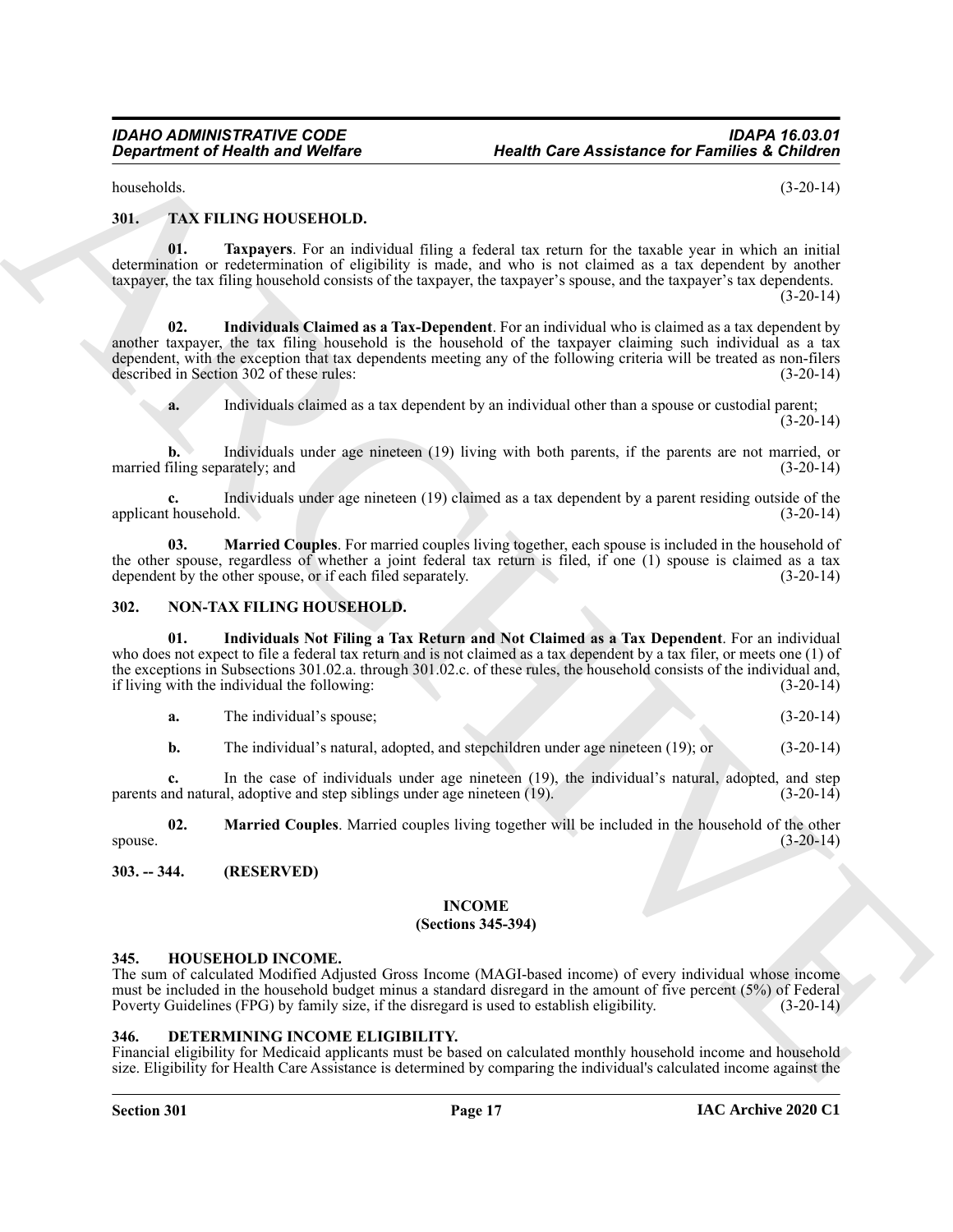households. (3-20-14)

## 301. TAX FILING HOUSEHOLD.

**01. Taxpayers**. For an individual filing a federal tax return for the taxable year in which an initial determination or redetermination of eligibility is made, and who is not claimed as a tax dependent by another taxpayer, the tax filing household consists of the taxpayer, the taxpayer's spouse, and the taxpayer's tax dependents. (3-20-14)

**02. Individuals Claimed as a Tax-Dependent**. For an individual who is claimed as a tax dependent by another taxpayer, the tax filing household is the household of the taxpayer claiming such individual as a tax dependent, with the exception that tax dependents meeting any of the following criteria will be treated as non-filers described in Section 302 of these rules: (3-20-14)

**a.** Individuals claimed as a tax dependent by an individual other than a spouse or custodial parent; (3-20-14)

**b.** Individuals under age nineteen (19) living with both parents, if the parents are not married, or married filing separately; and (3-20-14)

**c.** Individuals under age nineteen (19) claimed as a tax dependent by a parent residing outside of the applicant household. (3-20-14)

**03. Married Couples**. For married couples living together, each spouse is included in the household of the other spouse, regardless of whether a joint federal tax return is filed, if one (1) spouse is claimed as a tax dependent by the other spouse, or if each filed separately. (3-20-14)

## 302. NON-TAX FILING HOUSEHOLD.

**01. Individuals Not Filing a Tax Return and Not Claimed as a Tax Dependent**. For an individual who does not expect to file a federal tax return and is not claimed as a tax dependent by a tax filer, or meets one (1) of the exceptions in Subsections 301.02.a. through 301.02.c. of these rules, the household consists of the individual and, if living with the individual the following: (3-20-14)

**a.** The individual's spouse; (3-20-14)

**b.** The individual's natural, adopted, and stepchildren under age nineteen (19); or (3-20-14)

**c.** In the case of individuals under age nineteen (19), the individual's natural, adopted, and step parents and natural, adoptive and step siblings under age nineteen (19). (3-20-14)

**02. Married Couples**. Married couples living together will be included in the household of the other spouse. (3-20-14)

## 303. -- 344. (RESERVED)

# INCOME
## (Sections 345-394)

## 345. HOUSEHOLD INCOME.

The sum of calculated Modified Adjusted Gross Income (MAGI-based income) of every individual whose income must be included in the household budget minus a standard disregard in the amount of five percent (5%) of Federal Poverty Guidelines (FPG) by family size, if the disregard is used to establish eligibility. (3-20-14)

## 346. DETERMINING INCOME ELIGIBILITY.

Financial eligibility for Medicaid applicants must be based on calculated monthly household income and household size. Eligibility for Health Care Assistance is determined by comparing the individual's calculated income against the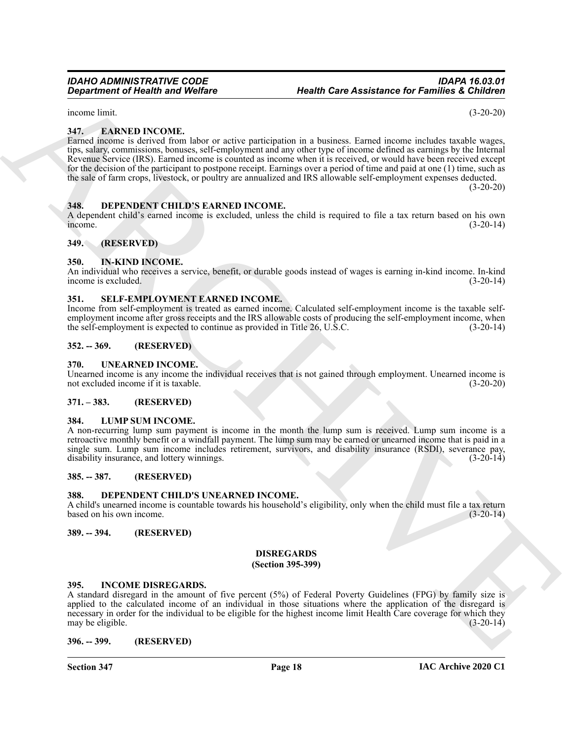income limit. (3-20-20)

### 347. EARNED INCOME.

Earned income is derived from labor or active participation in a business. Earned income includes taxable wages, tips, salary, commissions, bonuses, self-employment and any other type of income defined as earnings by the Internal Revenue Service (IRS). Earned income is counted as income when it is received, or would have been received except for the decision of the participant to postpone receipt. Earnings over a period of time and paid at one (1) time, such as the sale of farm crops, livestock, or poultry are annualized and IRS allowable self-employment expenses deducted. (3-20-20)

### 348. DEPENDENT CHILD'S EARNED INCOME.

A dependent child's earned income is excluded, unless the child is required to file a tax return based on his own income. (3-20-14)

### 349. (RESERVED)

### 350. IN-KIND INCOME.

An individual who receives a service, benefit, or durable goods instead of wages is earning in-kind income. In-kind income is excluded. (3-20-14)

### 351. SELF-EMPLOYMENT EARNED INCOME.

Income from self-employment is treated as earned income. Calculated self-employment income is the taxable self-employment income after gross receipts and the IRS allowable costs of producing the self-employment income, when the self-employment is expected to continue as provided in Title 26, U.S.C. (3-20-14)

### 352. -- 369. (RESERVED)

### 370. UNEARNED INCOME.

Unearned income is any income the individual receives that is not gained through employment. Unearned income is not excluded income if it is taxable. (3-20-20)

### 371. – 383. (RESERVED)

### 384. LUMP SUM INCOME.

A non-recurring lump sum payment is income in the month the lump sum is received. Lump sum income is a retroactive monthly benefit or a windfall payment. The lump sum may be earned or unearned income that is paid in a single sum. Lump sum income includes retirement, survivors, and disability insurance (RSDI), severance pay, disability insurance, and lottery winnings. (3-20-14)

### 385. -- 387. (RESERVED)

### 388. DEPENDENT CHILD'S UNEARNED INCOME.

A child's unearned income is countable towards his household's eligibility, only when the child must file a tax return based on his own income. (3-20-14)

### 389. -- 394. (RESERVED)

## DISREGARDS
## (Section 395-399)

### 395. INCOME DISREGARDS.

A standard disregard in the amount of five percent (5%) of Federal Poverty Guidelines (FPG) by family size is applied to the calculated income of an individual in those situations where the application of the disregard is necessary in order for the individual to be eligible for the highest income limit Health Care coverage for which they may be eligible. (3-20-14)

### 396. -- 399. (RESERVED)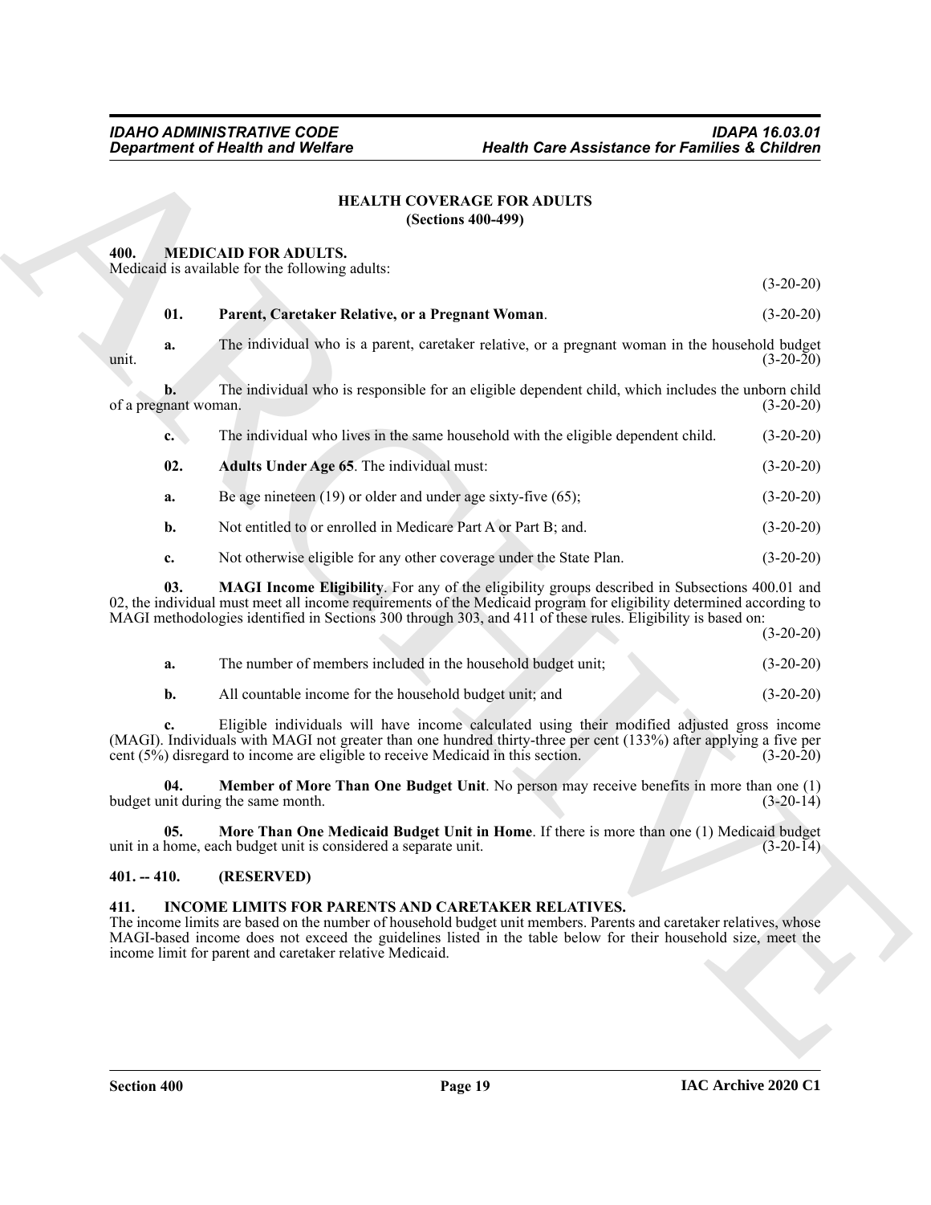## HEALTH COVERAGE FOR ADULTS
### (Sections 400-499)

**400. MEDICAID FOR ADULTS.**

Medicaid is available for the following adults: (3-20-20)

**01. Parent, Caretaker Relative, or a Pregnant Woman**. (3-20-20)

**a.** The individual who is a parent, caretaker relative, or a pregnant woman in the household budget unit. (3-20-20)

**b.** The individual who is responsible for an eligible dependent child, which includes the unborn child of a pregnant woman. (3-20-20)

**c.** The individual who lives in the same household with the eligible dependent child. (3-20-20)

**02. Adults Under Age 65**. The individual must: (3-20-20)

**a.** Be age nineteen (19) or older and under age sixty-five (65); (3-20-20)

**b.** Not entitled to or enrolled in Medicare Part A or Part B; and. (3-20-20)

**c.** Not otherwise eligible for any other coverage under the State Plan. (3-20-20)

**03. MAGI Income Eligibility**. For any of the eligibility groups described in Subsections 400.01 and 02, the individual must meet all income requirements of the Medicaid program for eligibility determined according to MAGI methodologies identified in Sections 300 through 303, and 411 of these rules. Eligibility is based on: (3-20-20)

**a.** The number of members included in the household budget unit; (3-20-20)

**b.** All countable income for the household budget unit; and (3-20-20)

**c.** Eligible individuals will have income calculated using their modified adjusted gross income (MAGI). Individuals with MAGI not greater than one hundred thirty-three per cent (133%) after applying a five per cent (5%) disregard to income are eligible to receive Medicaid in this section. (3-20-20)

**04. Member of More Than One Budget Unit**. No person may receive benefits in more than one (1) budget unit during the same month. (3-20-14)

**05. More Than One Medicaid Budget Unit in Home**. If there is more than one (1) Medicaid budget unit in a home, each budget unit is considered a separate unit. (3-20-14)

**401. -- 410. (RESERVED)**

**411. INCOME LIMITS FOR PARENTS AND CARETAKER RELATIVES.**

The income limits are based on the number of household budget unit members. Parents and caretaker relatives, whose MAGI-based income does not exceed the guidelines listed in the table below for their household size, meet the income limit for parent and caretaker relative Medicaid.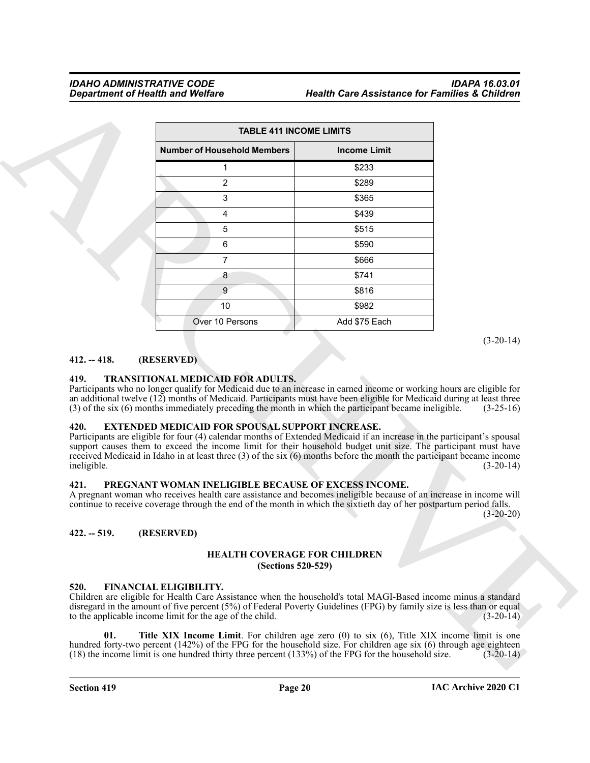| TABLE 411 INCOME LIMITS | |
|---|---|
| **Number of Household Members** | **Income Limit** |
| 1 | $233 |
| 2 | $289 |
| 3 | $365 |
| 4 | $439 |
| 5 | $515 |
| 6 | $590 |
| 7 | $666 |
| 8 | $741 |
| 9 | $816 |
| 10 | $982 |
| Over 10 Persons | Add $75 Each |

(3-20-14)

## 412. -- 418. (RESERVED)

## 419. TRANSITIONAL MEDICAID FOR ADULTS.

Participants who no longer qualify for Medicaid due to an increase in earned income or working hours are eligible for an additional twelve (12) months of Medicaid. Participants must have been eligible for Medicaid during at least three (3) of the six (6) months immediately preceding the month in which the participant became ineligible. (3-25-16)

## 420. EXTENDED MEDICAID FOR SPOUSAL SUPPORT INCREASE.

Participants are eligible for four (4) calendar months of Extended Medicaid if an increase in the participant's spousal support causes them to exceed the income limit for their household budget unit size. The participant must have received Medicaid in Idaho in at least three (3) of the six (6) months before the month the participant became income ineligible. (3-20-14)

## 421. PREGNANT WOMAN INELIGIBLE BECAUSE OF EXCESS INCOME.

A pregnant woman who receives health care assistance and becomes ineligible because of an increase in income will continue to receive coverage through the end of the month in which the sixtieth day of her postpartum period falls. (3-20-20)

## 422. -- 519. (RESERVED)

### HEALTH COVERAGE FOR CHILDREN (Sections 520-529)

## 520. FINANCIAL ELIGIBILITY.

Children are eligible for Health Care Assistance when the household's total MAGI-Based income minus a standard disregard in the amount of five percent (5%) of Federal Poverty Guidelines (FPG) by family size is less than or equal to the applicable income limit for the age of the child. (3-20-14)

**01. Title XIX Income Limit**. For children age zero (0) to six (6), Title XIX income limit is one hundred forty-two percent (142%) of the FPG for the household size. For children age six (6) through age eighteen (18) the income limit is one hundred thirty three percent (133%) of the FPG for the household size. (3-20-14)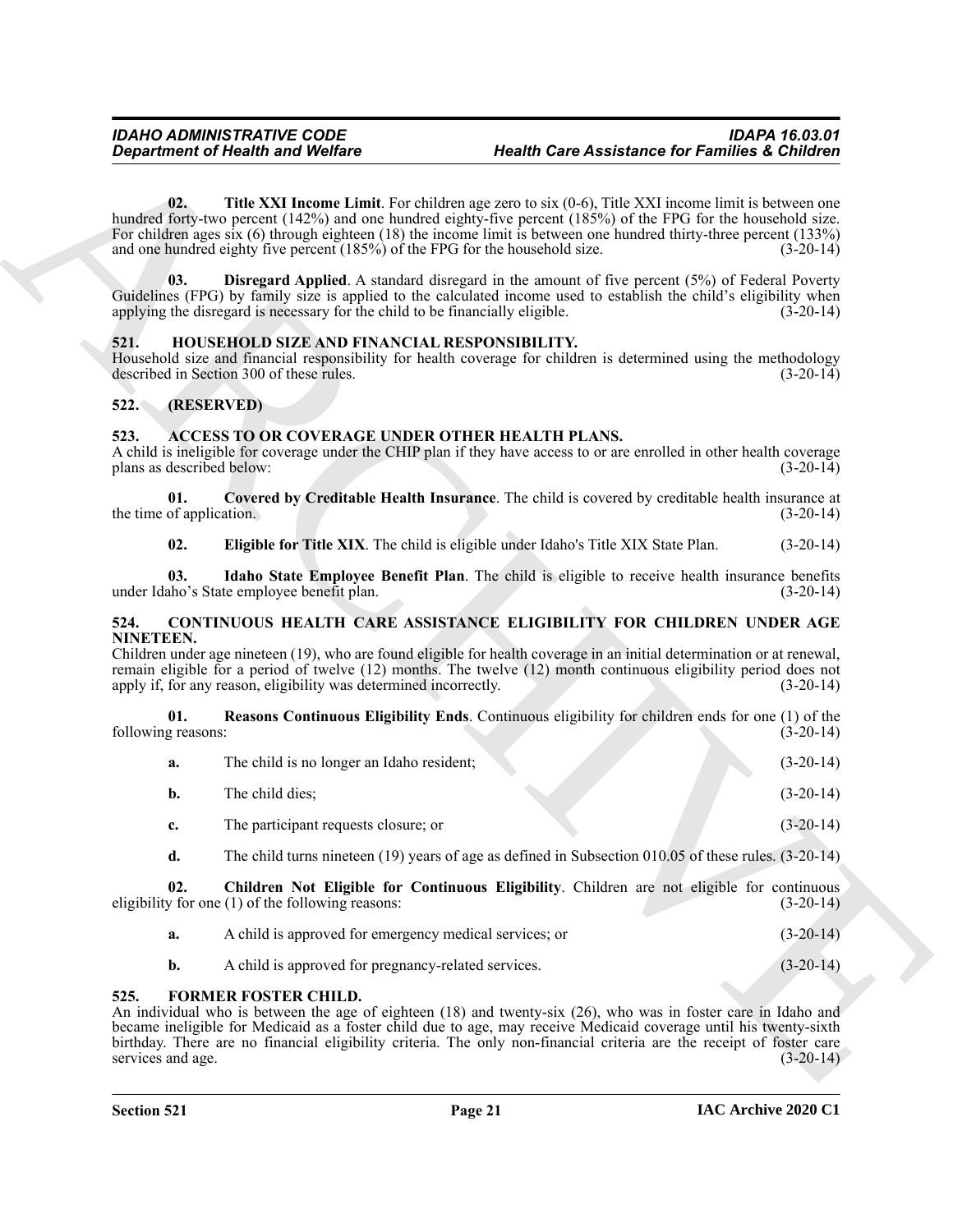**02. Title XXI Income Limit**. For children age zero to six (0-6), Title XXI income limit is between one hundred forty-two percent (142%) and one hundred eighty-five percent (185%) of the FPG for the household size. For children ages six (6) through eighteen (18) the income limit is between one hundred thirty-three percent (133%) and one hundred eighty five percent (185%) of the FPG for the household size. (3-20-14)

**03. Disregard Applied**. A standard disregard in the amount of five percent (5%) of Federal Poverty Guidelines (FPG) by family size is applied to the calculated income used to establish the child's eligibility when applying the disregard is necessary for the child to be financially eligible. (3-20-14)

### 521. HOUSEHOLD SIZE AND FINANCIAL RESPONSIBILITY.

Household size and financial responsibility for health coverage for children is determined using the methodology described in Section 300 of these rules. (3-20-14)

### 522. (RESERVED)

### 523. ACCESS TO OR COVERAGE UNDER OTHER HEALTH PLANS.

A child is ineligible for coverage under the CHIP plan if they have access to or are enrolled in other health coverage plans as described below: (3-20-14)

**01. Covered by Creditable Health Insurance**. The child is covered by creditable health insurance at the time of application. (3-20-14)

**02. Eligible for Title XIX**. The child is eligible under Idaho's Title XIX State Plan. (3-20-14)

**03. Idaho State Employee Benefit Plan**. The child is eligible to receive health insurance benefits under Idaho's State employee benefit plan. (3-20-14)

### 524. CONTINUOUS HEALTH CARE ASSISTANCE ELIGIBILITY FOR CHILDREN UNDER AGE NINETEEN.

Children under age nineteen (19), who are found eligible for health coverage in an initial determination or at renewal, remain eligible for a period of twelve (12) months. The twelve (12) month continuous eligibility period does not apply if, for any reason, eligibility was determined incorrectly. (3-20-14)

**01. Reasons Continuous Eligibility Ends**. Continuous eligibility for children ends for one (1) of the following reasons: (3-20-14)

**a.** The child is no longer an Idaho resident; (3-20-14)

**b.** The child dies; (3-20-14)

**c.** The participant requests closure; or (3-20-14)

**d.** The child turns nineteen (19) years of age as defined in Subsection 010.05 of these rules. (3-20-14)

**02. Children Not Eligible for Continuous Eligibility**. Children are not eligible for continuous eligibility for one (1) of the following reasons: (3-20-14)

**a.** A child is approved for emergency medical services; or (3-20-14)

**b.** A child is approved for pregnancy-related services. (3-20-14)

### 525. FORMER FOSTER CHILD.

An individual who is between the age of eighteen (18) and twenty-six (26), who was in foster care in Idaho and became ineligible for Medicaid as a foster child due to age, may receive Medicaid coverage until his twenty-sixth birthday. There are no financial eligibility criteria. The only non-financial criteria are the receipt of foster care services and age. (3-20-14)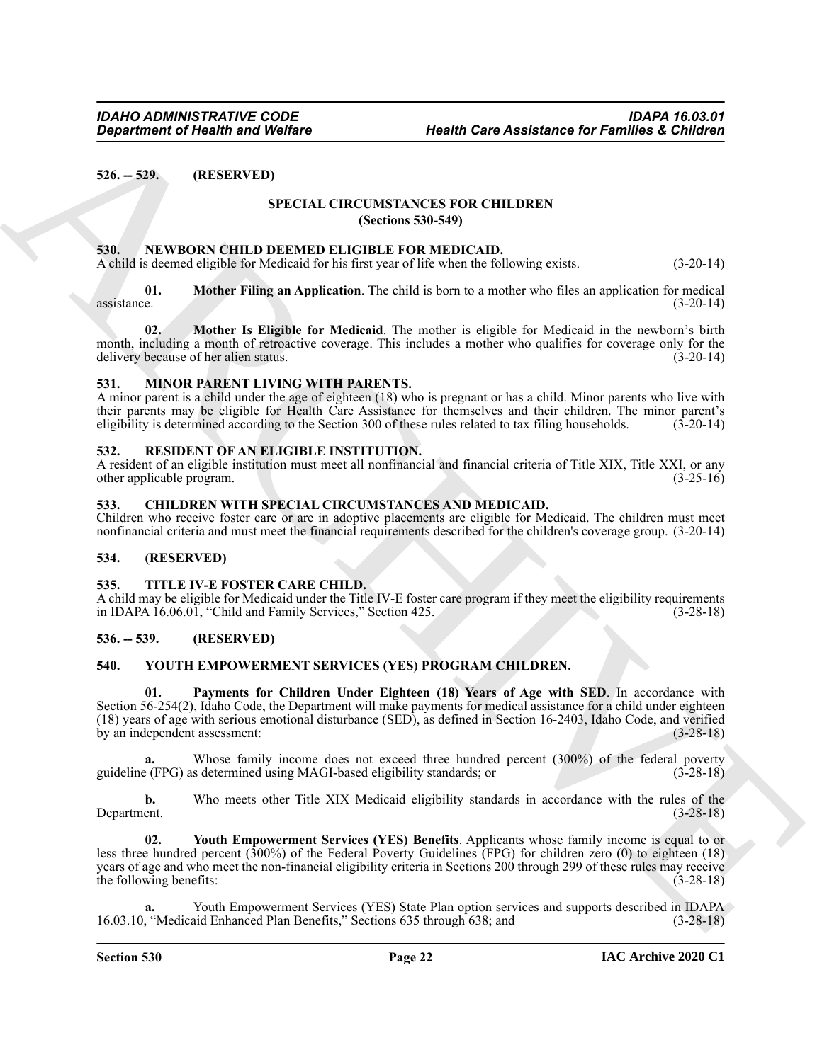**526. -- 529. (RESERVED)**

## SPECIAL CIRCUMSTANCES FOR CHILDREN
### (Sections 530-549)

**530. NEWBORN CHILD DEEMED ELIGIBLE FOR MEDICAID.**
A child is deemed eligible for Medicaid for his first year of life when the following exists. (3-20-14)

**01. Mother Filing an Application**. The child is born to a mother who files an application for medical assistance. (3-20-14)

**02. Mother Is Eligible for Medicaid**. The mother is eligible for Medicaid in the newborn's birth month, including a month of retroactive coverage. This includes a mother who qualifies for coverage only for the delivery because of her alien status. (3-20-14)

**531. MINOR PARENT LIVING WITH PARENTS.**
A minor parent is a child under the age of eighteen (18) who is pregnant or has a child. Minor parents who live with their parents may be eligible for Health Care Assistance for themselves and their children. The minor parent's eligibility is determined according to the Section 300 of these rules related to tax filing households. (3-20-14)

**532. RESIDENT OF AN ELIGIBLE INSTITUTION.**
A resident of an eligible institution must meet all nonfinancial and financial criteria of Title XIX, Title XXI, or any other applicable program. (3-25-16)

**533. CHILDREN WITH SPECIAL CIRCUMSTANCES AND MEDICAID.**
Children who receive foster care or are in adoptive placements are eligible for Medicaid. The children must meet nonfinancial criteria and must meet the financial requirements described for the children's coverage group. (3-20-14)

**534. (RESERVED)**

**535. TITLE IV-E FOSTER CARE CHILD.**
A child may be eligible for Medicaid under the Title IV-E foster care program if they meet the eligibility requirements in IDAPA 16.06.01, "Child and Family Services," Section 425. (3-28-18)

**536. -- 539. (RESERVED)**

**540. YOUTH EMPOWERMENT SERVICES (YES) PROGRAM CHILDREN.**

**01. Payments for Children Under Eighteen (18) Years of Age with SED**. In accordance with Section 56-254(2), Idaho Code, the Department will make payments for medical assistance for a child under eighteen (18) years of age with serious emotional disturbance (SED), as defined in Section 16-2403, Idaho Code, and verified by an independent assessment: (3-28-18)

**a.** Whose family income does not exceed three hundred percent (300%) of the federal poverty guideline (FPG) as determined using MAGI-based eligibility standards; or (3-28-18)

**b.** Who meets other Title XIX Medicaid eligibility standards in accordance with the rules of the Department. (3-28-18)

**02. Youth Empowerment Services (YES) Benefits**. Applicants whose family income is equal to or less three hundred percent (300%) of the Federal Poverty Guidelines (FPG) for children zero (0) to eighteen (18) years of age and who meet the non-financial eligibility criteria in Sections 200 through 299 of these rules may receive the following benefits: (3-28-18)

**a.** Youth Empowerment Services (YES) State Plan option services and supports described in IDAPA 16.03.10, "Medicaid Enhanced Plan Benefits," Sections 635 through 638; and (3-28-18)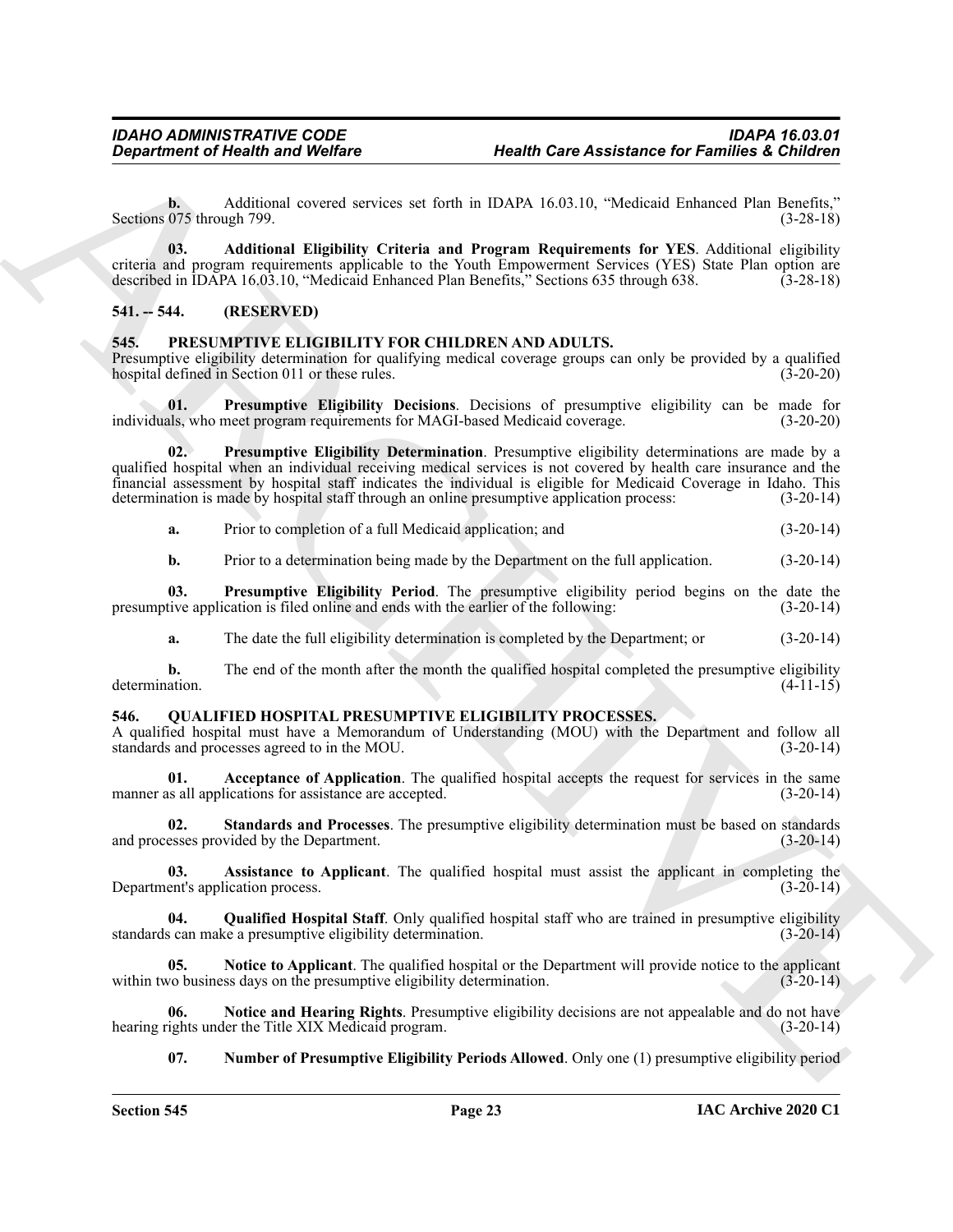**b.** Additional covered services set forth in IDAPA 16.03.10, "Medicaid Enhanced Plan Benefits," Sections 075 through 799. (3-28-18)

**03. Additional Eligibility Criteria and Program Requirements for YES**. Additional eligibility criteria and program requirements applicable to the Youth Empowerment Services (YES) State Plan option are described in IDAPA 16.03.10, "Medicaid Enhanced Plan Benefits," Sections 635 through 638. (3-28-18)

## 541. -- 544. (RESERVED)

## 545. PRESUMPTIVE ELIGIBILITY FOR CHILDREN AND ADULTS.

Presumptive eligibility determination for qualifying medical coverage groups can only be provided by a qualified hospital defined in Section 011 or these rules. (3-20-20)

**01. Presumptive Eligibility Decisions**. Decisions of presumptive eligibility can be made for individuals, who meet program requirements for MAGI-based Medicaid coverage. (3-20-20)

**02. Presumptive Eligibility Determination**. Presumptive eligibility determinations are made by a qualified hospital when an individual receiving medical services is not covered by health care insurance and the financial assessment by hospital staff indicates the individual is eligible for Medicaid Coverage in Idaho. This determination is made by hospital staff through an online presumptive application process: (3-20-14)

**a.** Prior to completion of a full Medicaid application; and (3-20-14)

**b.** Prior to a determination being made by the Department on the full application. (3-20-14)

**03. Presumptive Eligibility Period**. The presumptive eligibility period begins on the date the presumptive application is filed online and ends with the earlier of the following: (3-20-14)

**a.** The date the full eligibility determination is completed by the Department; or (3-20-14)

**b.** The end of the month after the month the qualified hospital completed the presumptive eligibility determination. (4-11-15)

## 546. QUALIFIED HOSPITAL PRESUMPTIVE ELIGIBILITY PROCESSES.

A qualified hospital must have a Memorandum of Understanding (MOU) with the Department and follow all standards and processes agreed to in the MOU. (3-20-14)

**01. Acceptance of Application**. The qualified hospital accepts the request for services in the same manner as all applications for assistance are accepted. (3-20-14)

**02. Standards and Processes**. The presumptive eligibility determination must be based on standards and processes provided by the Department. (3-20-14)

**03. Assistance to Applicant**. The qualified hospital must assist the applicant in completing the Department's application process. (3-20-14)

**04. Qualified Hospital Staff**. Only qualified hospital staff who are trained in presumptive eligibility standards can make a presumptive eligibility determination. (3-20-14)

**05. Notice to Applicant**. The qualified hospital or the Department will provide notice to the applicant within two business days on the presumptive eligibility determination. (3-20-14)

**06. Notice and Hearing Rights**. Presumptive eligibility decisions are not appealable and do not have hearing rights under the Title XIX Medicaid program. (3-20-14)

**07. Number of Presumptive Eligibility Periods Allowed**. Only one (1) presumptive eligibility period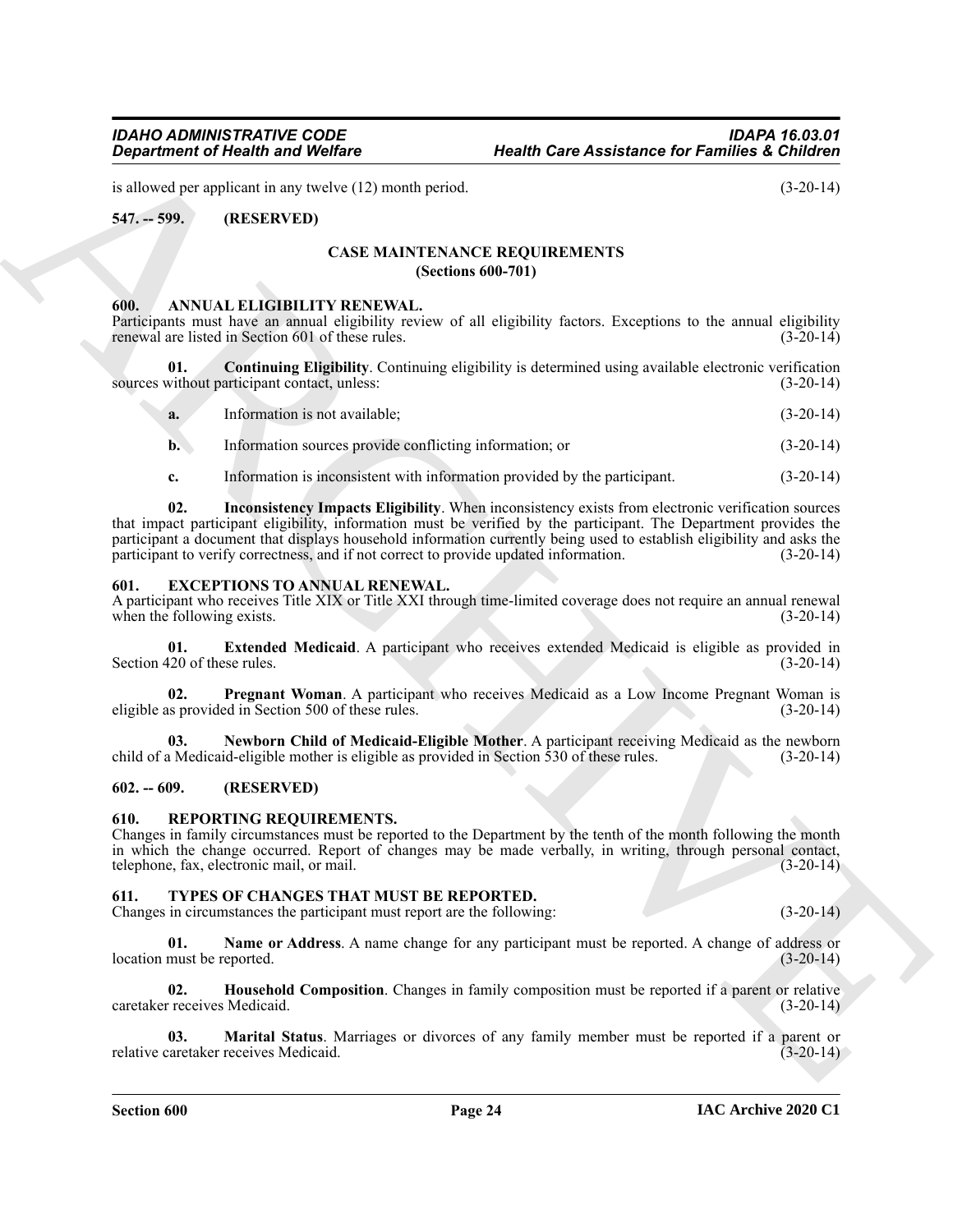is allowed per applicant in any twelve (12) month period. (3-20-14)

**547. -- 599. (RESERVED)**

## CASE MAINTENANCE REQUIREMENTS
## (Sections 600-701)

**600. ANNUAL ELIGIBILITY RENEWAL.**

Participants must have an annual eligibility review of all eligibility factors. Exceptions to the annual eligibility renewal are listed in Section 601 of these rules. (3-20-14)

**01. Continuing Eligibility**. Continuing eligibility is determined using available electronic verification sources without participant contact, unless: (3-20-14)

**a.** Information is not available; (3-20-14)

**b.** Information sources provide conflicting information; or (3-20-14)

**c.** Information is inconsistent with information provided by the participant. (3-20-14)

**02. Inconsistency Impacts Eligibility**. When inconsistency exists from electronic verification sources that impact participant eligibility, information must be verified by the participant. The Department provides the participant a document that displays household information currently being used to establish eligibility and asks the participant to verify correctness, and if not correct to provide updated information. (3-20-14)

**601. EXCEPTIONS TO ANNUAL RENEWAL.**

A participant who receives Title XIX or Title XXI through time-limited coverage does not require an annual renewal when the following exists. (3-20-14)

**01. Extended Medicaid**. A participant who receives extended Medicaid is eligible as provided in Section 420 of these rules. (3-20-14)

**02. Pregnant Woman**. A participant who receives Medicaid as a Low Income Pregnant Woman is eligible as provided in Section 500 of these rules. (3-20-14)

**03. Newborn Child of Medicaid-Eligible Mother**. A participant receiving Medicaid as the newborn child of a Medicaid-eligible mother is eligible as provided in Section 530 of these rules. (3-20-14)

**602. -- 609. (RESERVED)**

**610. REPORTING REQUIREMENTS.**

Changes in family circumstances must be reported to the Department by the tenth of the month following the month in which the change occurred. Report of changes may be made verbally, in writing, through personal contact, telephone, fax, electronic mail, or mail. (3-20-14)

**611. TYPES OF CHANGES THAT MUST BE REPORTED.**

Changes in circumstances the participant must report are the following: (3-20-14)

**01. Name or Address**. A name change for any participant must be reported. A change of address or location must be reported. (3-20-14)

**02. Household Composition**. Changes in family composition must be reported if a parent or relative caretaker receives Medicaid. (3-20-14)

**03. Marital Status**. Marriages or divorces of any family member must be reported if a parent or relative caretaker receives Medicaid. (3-20-14)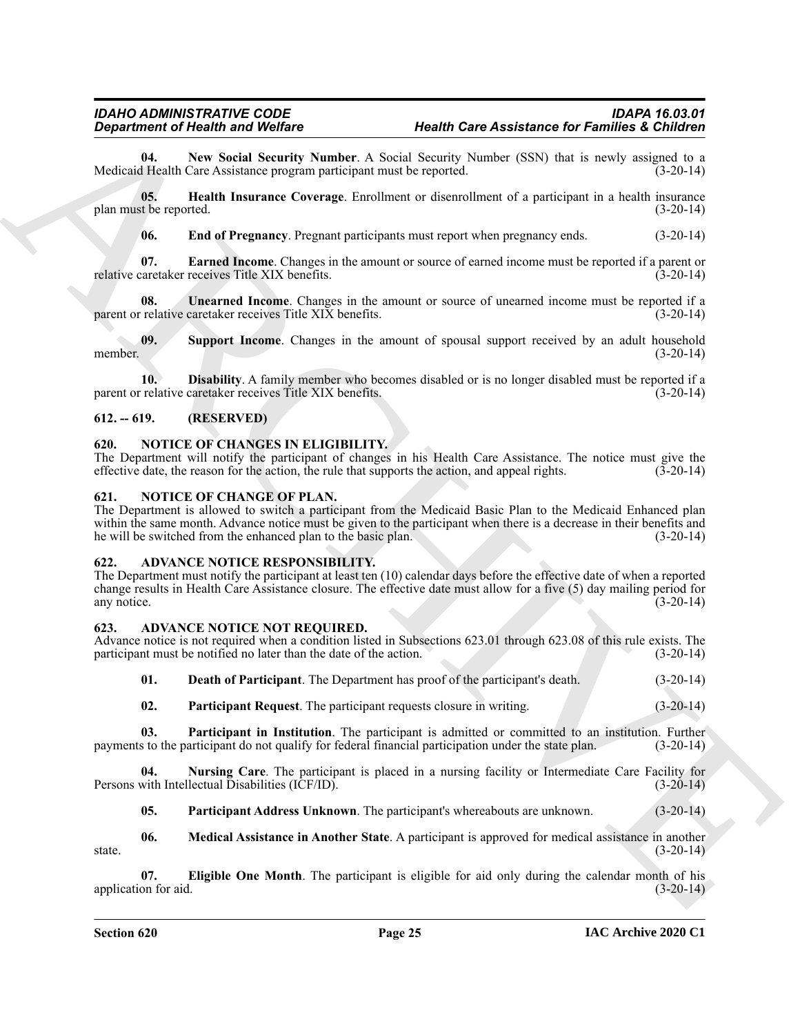**04. New Social Security Number**. A Social Security Number (SSN) that is newly assigned to a Medicaid Health Care Assistance program participant must be reported. (3-20-14)

**05. Health Insurance Coverage**. Enrollment or disenrollment of a participant in a health insurance plan must be reported. (3-20-14)

**06. End of Pregnancy**. Pregnant participants must report when pregnancy ends. (3-20-14)

**07. Earned Income**. Changes in the amount or source of earned income must be reported if a parent or relative caretaker receives Title XIX benefits. (3-20-14)

**08. Unearned Income**. Changes in the amount or source of unearned income must be reported if a parent or relative caretaker receives Title XIX benefits. (3-20-14)

**09. Support Income**. Changes in the amount of spousal support received by an adult household member. (3-20-14)

**10. Disability**. A family member who becomes disabled or is no longer disabled must be reported if a parent or relative caretaker receives Title XIX benefits. (3-20-14)

## 612. -- 619. (RESERVED)

## 620. NOTICE OF CHANGES IN ELIGIBILITY.

The Department will notify the participant of changes in his Health Care Assistance. The notice must give the effective date, the reason for the action, the rule that supports the action, and appeal rights. (3-20-14)

## 621. NOTICE OF CHANGE OF PLAN.

The Department is allowed to switch a participant from the Medicaid Basic Plan to the Medicaid Enhanced plan within the same month. Advance notice must be given to the participant when there is a decrease in their benefits and he will be switched from the enhanced plan to the basic plan. (3-20-14)

## 622. ADVANCE NOTICE RESPONSIBILITY.

The Department must notify the participant at least ten (10) calendar days before the effective date of when a reported change results in Health Care Assistance closure. The effective date must allow for a five (5) day mailing period for any notice. (3-20-14)

## 623. ADVANCE NOTICE NOT REQUIRED.

Advance notice is not required when a condition listed in Subsections 623.01 through 623.08 of this rule exists. The participant must be notified no later than the date of the action. (3-20-14)

**01. Death of Participant**. The Department has proof of the participant's death. (3-20-14)

**02. Participant Request**. The participant requests closure in writing. (3-20-14)

**03. Participant in Institution**. The participant is admitted or committed to an institution. Further payments to the participant do not qualify for federal financial participation under the state plan. (3-20-14)

**04. Nursing Care**. The participant is placed in a nursing facility or Intermediate Care Facility for Persons with Intellectual Disabilities (ICF/ID). (3-20-14)

**05. Participant Address Unknown**. The participant's whereabouts are unknown. (3-20-14)

**06. Medical Assistance in Another State**. A participant is approved for medical assistance in another state. (3-20-14)

**07. Eligible One Month**. The participant is eligible for aid only during the calendar month of his application for aid. (3-20-14)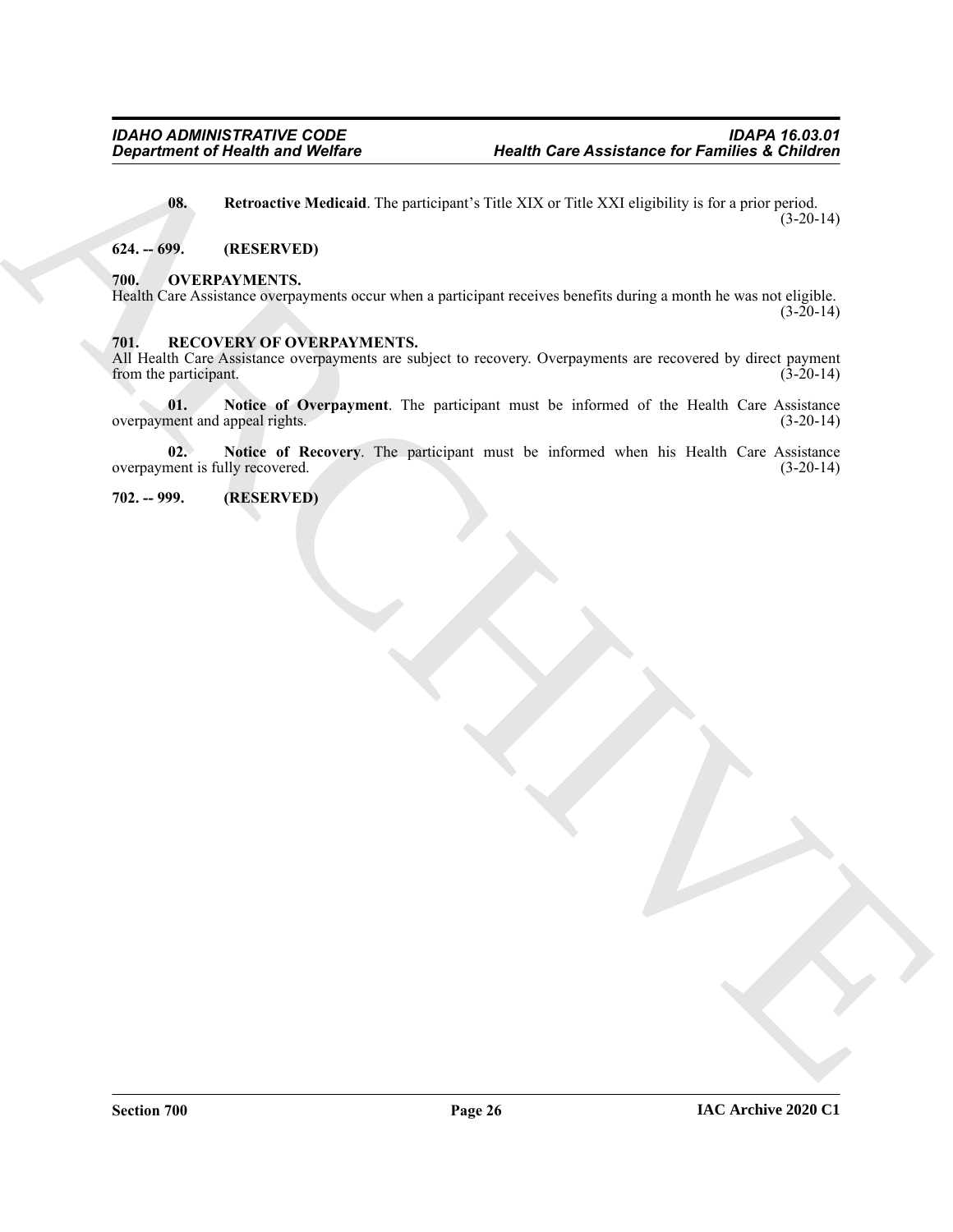**08. Retroactive Medicaid**. The participant's Title XIX or Title XXI eligibility is for a prior period. (3-20-14)

**624. -- 699. (RESERVED)**

**700. OVERPAYMENTS.**

Health Care Assistance overpayments occur when a participant receives benefits during a month he was not eligible. (3-20-14)

**701. RECOVERY OF OVERPAYMENTS.**

All Health Care Assistance overpayments are subject to recovery. Overpayments are recovered by direct payment from the participant. (3-20-14)

**01. Notice of Overpayment**. The participant must be informed of the Health Care Assistance overpayment and appeal rights. (3-20-14)

**02. Notice of Recovery**. The participant must be informed when his Health Care Assistance overpayment is fully recovered. (3-20-14)

**702. -- 999. (RESERVED)**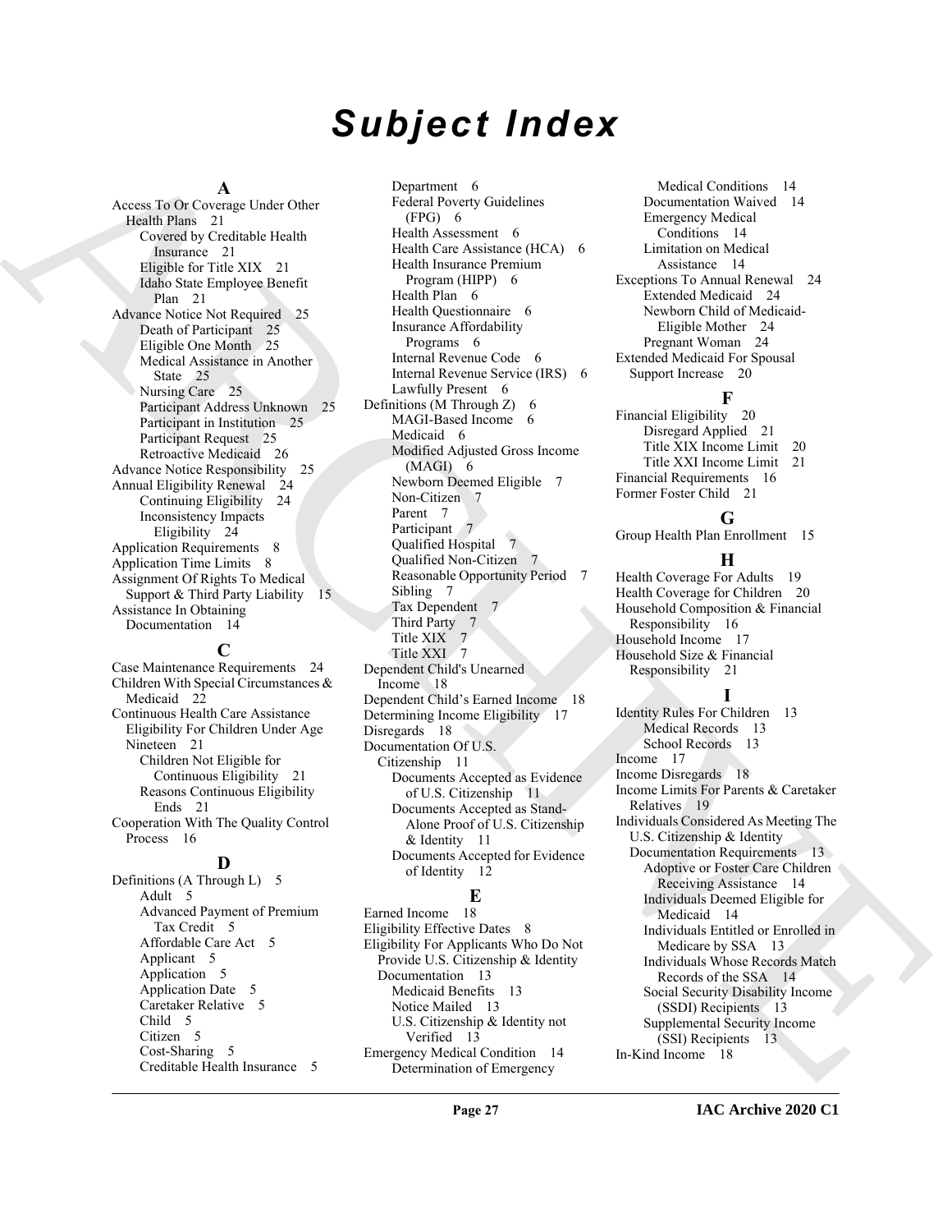# Subject Index

**A**

Access To Or Coverage Under Other Health Plans 21
- Covered by Creditable Health Insurance 21
- Eligible for Title XIX 21
- Idaho State Employee Benefit Plan 21

Advance Notice Not Required 25
- Death of Participant 25
- Eligible One Month 25
- Medical Assistance in Another State 25
- Nursing Care 25
- Participant Address Unknown 25
- Participant in Institution 25
- Participant Request 25
- Retroactive Medicaid 26

Advance Notice Responsibility 25

Annual Eligibility Renewal 24
- Continuing Eligibility 24
- Inconsistency Impacts Eligibility 24

Application Requirements 8

Application Time Limits 8

Assignment Of Rights To Medical Support & Third Party Liability 15

Assistance In Obtaining Documentation 14

**C**

Case Maintenance Requirements 24

Children With Special Circumstances & Medicaid 22

Continuous Health Care Assistance Eligibility For Children Under Age Nineteen 21
- Children Not Eligible for Continuous Eligibility 21
- Reasons Continuous Eligibility Ends 21

Cooperation With The Quality Control Process 16

**D**

Definitions (A Through L) 5
- Adult 5
- Advanced Payment of Premium Tax Credit 5
- Affordable Care Act 5
- Applicant 5
- Application 5
- Application Date 5
- Caretaker Relative 5
- Child 5
- Citizen 5
- Cost-Sharing 5
- Creditable Health Insurance 5
- Department 6
- Federal Poverty Guidelines (FPG) 6
- Health Assessment 6
- Health Care Assistance (HCA) 6
- Health Insurance Premium Program (HIPP) 6
- Health Plan 6
- Health Questionnaire 6
- Insurance Affordability Programs 6
- Internal Revenue Code 6
- Internal Revenue Service (IRS) 6
- Lawfully Present 6

Definitions (M Through Z) 6
- MAGI-Based Income 6
- Medicaid 6
- Modified Adjusted Gross Income (MAGI) 6
- Newborn Deemed Eligible 7
- Non-Citizen 7
- Parent 7
- Participant 7
- Qualified Hospital 7
- Qualified Non-Citizen 7
- Reasonable Opportunity Period 7
- Sibling 7
- Tax Dependent 7
- Third Party 7
- Title XIX 7
- Title XXI 7

Dependent Child's Unearned Income 18

Dependent Child's Earned Income 18

Determining Income Eligibility 17

Disregards 18

Documentation Of U.S. Citizenship 11
- Documents Accepted as Evidence of U.S. Citizenship 11
- Documents Accepted as Stand-Alone Proof of U.S. Citizenship & Identity 11
- Documents Accepted for Evidence of Identity 12

**E**

Earned Income 18

Eligibility Effective Dates 8

Eligibility For Applicants Who Do Not Provide U.S. Citizenship & Identity Documentation 13
- Medicaid Benefits 13
- Notice Mailed 13
- U.S. Citizenship & Identity not Verified 13

Emergency Medical Condition 14
- Determination of Emergency Medical Conditions 14
- Documentation Waived 14
- Emergency Medical Conditions 14
- Limitation on Medical Assistance 14

Exceptions To Annual Renewal 24
- Extended Medicaid 24
- Newborn Child of Medicaid-Eligible Mother 24
- Pregnant Woman 24

Extended Medicaid For Spousal Support Increase 20

**F**

Financial Eligibility 20
- Disregard Applied 21
- Title XIX Income Limit 20
- Title XXI Income Limit 21

Financial Requirements 16

Former Foster Child 21

**G**

Group Health Plan Enrollment 15

**H**

Health Coverage For Adults 19

Health Coverage for Children 20

Household Composition & Financial Responsibility 16

Household Income 17

Household Size & Financial Responsibility 21

**I**

Identity Rules For Children 13
- Medical Records 13
- School Records 13

Income 17

Income Disregards 18

Income Limits For Parents & Caretaker Relatives 19

Individuals Considered As Meeting The U.S. Citizenship & Identity Documentation Requirements 13
- Adoptive or Foster Care Children Receiving Assistance 14
- Individuals Deemed Eligible for Medicaid 14
- Individuals Entitled or Enrolled in Medicare by SSA 13
- Individuals Whose Records Match Records of the SSA 14
- Social Security Disability Income (SSDI) Recipients 13
- Supplemental Security Income (SSI) Recipients 13

In-Kind Income 18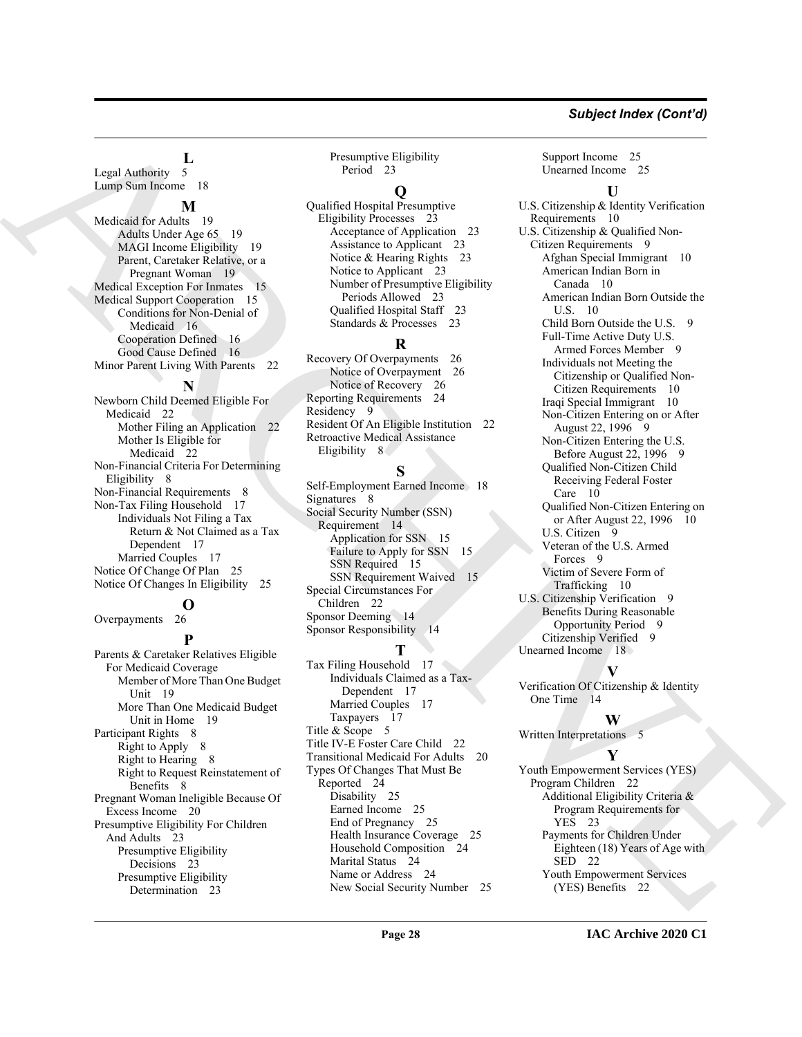## Subject Index (Cont'd)

**L**

Legal Authority 5
Lump Sum Income 18

**M**

Medicaid for Adults 19
- Adults Under Age 65 19
- MAGI Income Eligibility 19
- Parent, Caretaker Relative, or a Pregnant Woman 19

Medical Exception For Inmates 15
Medical Support Cooperation 15
- Conditions for Non-Denial of Medicaid 16
- Cooperation Defined 16
- Good Cause Defined 16

Minor Parent Living With Parents 22

**N**

Newborn Child Deemed Eligible For Medicaid 22
- Mother Filing an Application 22
- Mother Is Eligible for Medicaid 22

Non-Financial Criteria For Determining Eligibility 8
Non-Financial Requirements 8
Non-Tax Filing Household 17
- Individuals Not Filing a Tax Return & Not Claimed as a Tax Dependent 17
- Married Couples 17

Notice Of Change Of Plan 25
Notice Of Changes In Eligibility 25

**O**

Overpayments 26

**P**

Parents & Caretaker Relatives Eligible For Medicaid Coverage
- Member of More Than One Budget Unit 19
- More Than One Medicaid Budget Unit in Home 19

Participant Rights 8
- Right to Apply 8
- Right to Hearing 8
- Right to Request Reinstatement of Benefits 8

Pregnant Woman Ineligible Because Of Excess Income 20
Presumptive Eligibility For Children And Adults 23
- Presumptive Eligibility Decisions 23
- Presumptive Eligibility Determination 23
- Presumptive Eligibility Period 23

**Q**

Qualified Hospital Presumptive Eligibility Processes 23
- Acceptance of Application 23
- Assistance to Applicant 23
- Notice & Hearing Rights 23
- Notice to Applicant 23
- Number of Presumptive Eligibility Periods Allowed 23
- Qualified Hospital Staff 23
- Standards & Processes 23

**R**

Recovery Of Overpayments 26
- Notice of Overpayment 26
- Notice of Recovery 26

Reporting Requirements 24
Residency 9
Resident Of An Eligible Institution 22
Retroactive Medical Assistance Eligibility 8

**S**

Self-Employment Earned Income 18
Signatures 8
Social Security Number (SSN) Requirement 14
- Application for SSN 15
- Failure to Apply for SSN 15
- SSN Required 15
- SSN Requirement Waived 15

Special Circumstances For Children 22
Sponsor Deeming 14
Sponsor Responsibility 14

**T**

Tax Filing Household 17
- Individuals Claimed as a Tax-Dependent 17
- Married Couples 17
- Taxpayers 17

Title & Scope 5
Title IV-E Foster Care Child 22
Transitional Medicaid For Adults 20
Types Of Changes That Must Be Reported 24
- Disability 25
- Earned Income 25
- End of Pregnancy 25
- Health Insurance Coverage 25
- Household Composition 24
- Marital Status 24
- Name or Address 24
- New Social Security Number 25
- Support Income 25
- Unearned Income 25

**U**

U.S. Citizenship & Identity Verification Requirements 10
U.S. Citizenship & Qualified Non-Citizen Requirements 9
- Afghan Special Immigrant 10
- American Indian Born in Canada 10
- American Indian Born Outside the U.S. 10
- Child Born Outside the U.S. 9
- Full-Time Active Duty U.S. Armed Forces Member 9
- Individuals not Meeting the Citizenship or Qualified Non-Citizen Requirements 10
- Iraqi Special Immigrant 10
- Non-Citizen Entering on or After August 22, 1996 9
- Non-Citizen Entering the U.S. Before August 22, 1996 9
- Qualified Non-Citizen Child Receiving Federal Foster Care 10
- Qualified Non-Citizen Entering on or After August 22, 1996 10
- U.S. Citizen 9
- Veteran of the U.S. Armed Forces 9
- Victim of Severe Form of Trafficking 10

U.S. Citizenship Verification 9
- Benefits During Reasonable Opportunity Period 9
- Citizenship Verified 9

Unearned Income 18

**V**

Verification Of Citizenship & Identity One Time 14

**W**

Written Interpretations 5

**Y**

Youth Empowerment Services (YES) Program Children 22
- Additional Eligibility Criteria & Program Requirements for YES 23
- Payments for Children Under Eighteen (18) Years of Age with SED 22
- Youth Empowerment Services (YES) Benefits 22